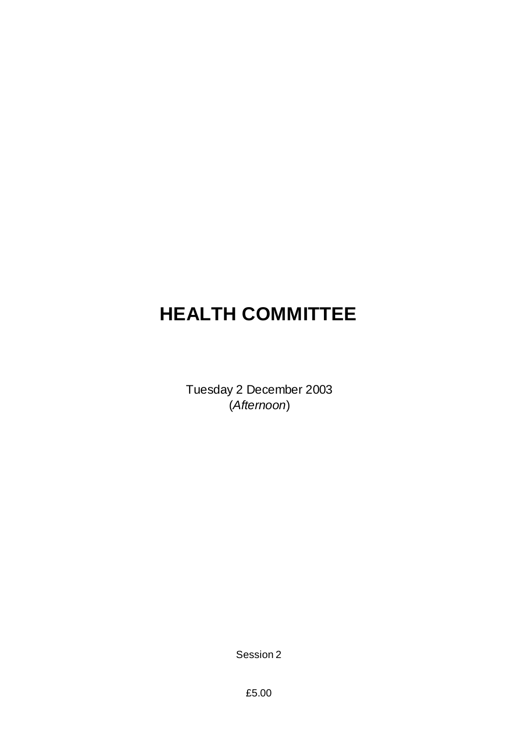# HEALTH COMMITTEE

Tuesday 2 December 2003
(*Afternoon*)

Session 2

£5.00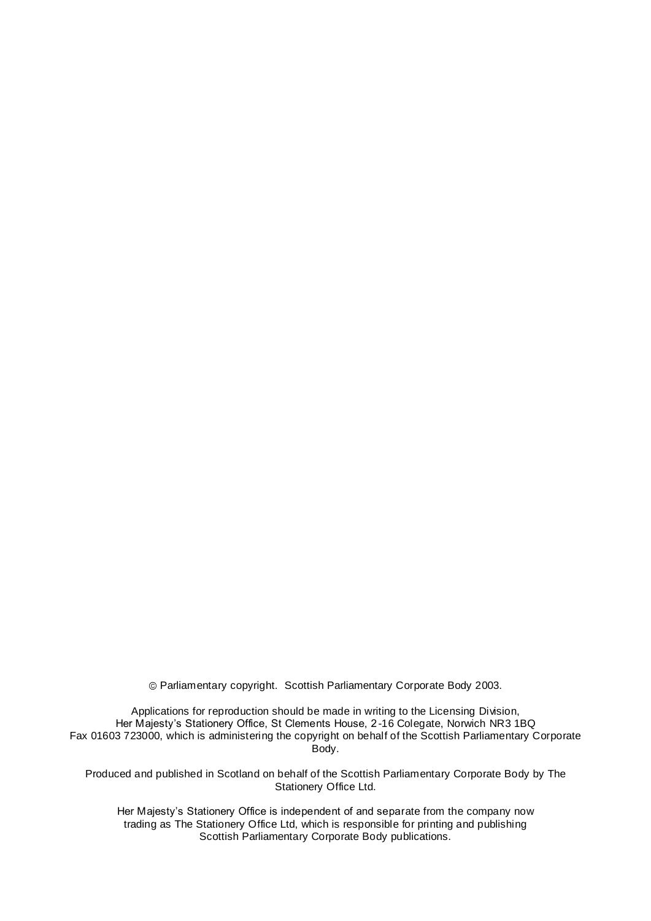© Parliamentary copyright. Scottish Parliamentary Corporate Body 2003.

Applications for reproduction should be made in writing to the Licensing Division, Her Majesty's Stationery Office, St Clements House, 2-16 Colegate, Norwich NR3 1BQ Fax 01603 723000, which is administering the copyright on behalf of the Scottish Parliamentary Corporate Body.

Produced and published in Scotland on behalf of the Scottish Parliamentary Corporate Body by The Stationery Office Ltd.

Her Majesty's Stationery Office is independent of and separate from the company now trading as The Stationery Office Ltd, which is responsible for printing and publishing Scottish Parliamentary Corporate Body publications.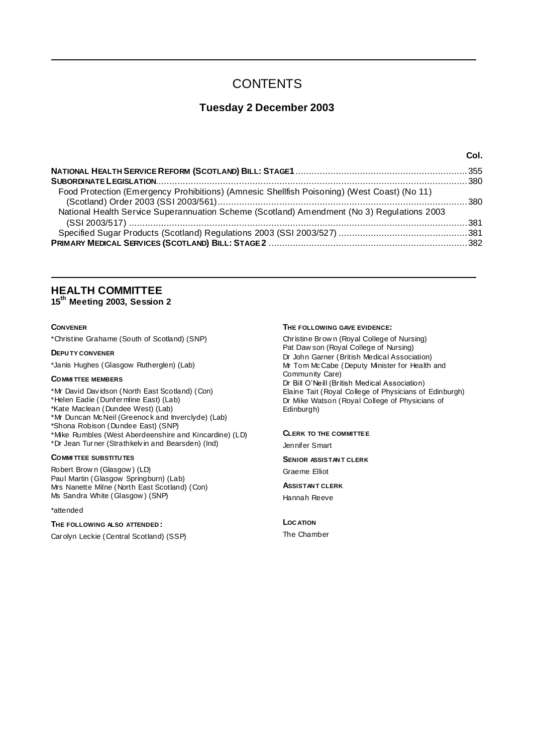# CONTENTS

## Tuesday 2 December 2003

| | Col. |
|---|---|
| **NATIONAL HEALTH SERVICE REFORM (SCOTLAND) BILL: STAGE 1** | 355 |
| **SUBORDINATE LEGISLATION** | 380 |
| Food Protection (Emergency Prohibitions) (Amnesic Shellfish Poisoning) (West Coast) (No 11) (Scotland) Order 2003 (SSI 2003/561) | 380 |
| National Health Service Superannuation Scheme (Scotland) Amendment (No 3) Regulations 2003 (SSI 2003/517) | 381 |
| Specified Sugar Products (Scotland) Regulations 2003 (SSI 2003/527) | 381 |
| **PRIMARY MEDICAL SERVICES (SCOTLAND) BILL: STAGE 2** | 382 |

## HEALTH COMMITTEE

### 15th Meeting 2003, Session 2

**CONVENER**

*Christine Grahame (South of Scotland) (SNP)

**DEPUTY CONVENER**

*Janis Hughes (Glasgow Rutherglen) (Lab)

**COMMITTEE MEMBERS**

*Mr David Davidson (North East Scotland) (Con)
*Helen Eadie (Dunfermline East) (Lab)
*Kate Maclean (Dundee West) (Lab)
*Mr Duncan McNeil (Greenock and Inverclyde) (Lab)
*Shona Robison (Dundee East) (SNP)
*Mike Rumbles (West Aberdeenshire and Kincardine) (LD)
*Dr Jean Turner (Strathkelvin and Bearsden) (Ind)

**COMMITTEE SUBSTITUTES**

Robert Brown (Glasgow) (LD)
Paul Martin (Glasgow Springburn) (Lab)
Mrs Nanette Milne (North East Scotland) (Con)
Ms Sandra White (Glasgow) (SNP)

*attended

**THE FOLLOWING ALSO ATTENDED:**

Carolyn Leckie (Central Scotland) (SSP)

**THE FOLLOWING GAVE EVIDENCE:**

Christine Brown (Royal College of Nursing)
Pat Dawson (Royal College of Nursing)
Dr John Garner (British Medical Association)
Mr Tom McCabe (Deputy Minister for Health and Community Care)
Dr Bill O'Neill (British Medical Association)
Elaine Tait (Royal College of Physicians of Edinburgh)
Dr Mike Watson (Royal College of Physicians of Edinburgh)

**CLERK TO THE COMMITTEE**

Jennifer Smart

**SENIOR ASSISTANT CLERK**

Graeme Elliot

**ASSISTANT CLERK**

Hannah Reeve

**LOCATION**

The Chamber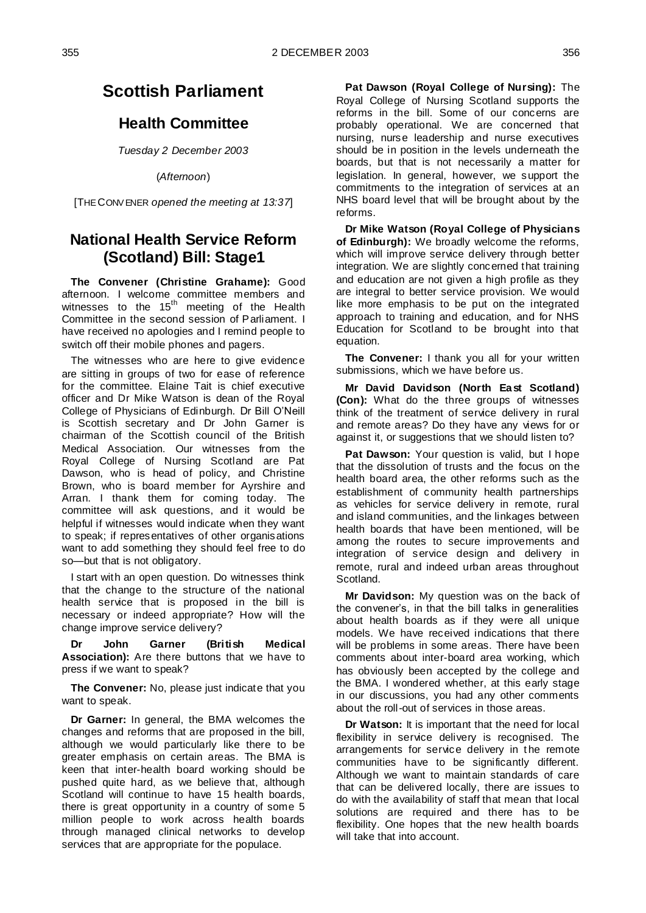# Scottish Parliament

## Health Committee

*Tuesday 2 December 2003*

(*Afternoon*)

[THE CONVENER *opened the meeting at 13:37*]

## National Health Service Reform (Scotland) Bill: Stage1

**The Convener (Christine Grahame):** Good afternoon. I welcome committee members and witnesses to the 15th meeting of the Health Committee in the second session of Parliament. I have received no apologies and I remind people to switch off their mobile phones and pagers.

The witnesses who are here to give evidence are sitting in groups of two for ease of reference for the committee. Elaine Tait is chief executive officer and Dr Mike Watson is dean of the Royal College of Physicians of Edinburgh. Dr Bill O'Neill is Scottish secretary and Dr John Garner is chairman of the Scottish council of the British Medical Association. Our witnesses from the Royal College of Nursing Scotland are Pat Dawson, who is head of policy, and Christine Brown, who is board member for Ayrshire and Arran. I thank them for coming today. The committee will ask questions, and it would be helpful if witnesses would indicate when they want to speak; if representatives of other organisations want to add something they should feel free to do so—but that is not obligatory.

I start with an open question. Do witnesses think that the change to the structure of the national health service that is proposed in the bill is necessary or indeed appropriate? How will the change improve service delivery?

**Dr John Garner (British Medical Association):** Are there buttons that we have to press if we want to speak?

**The Convener:** No, please just indicate that you want to speak.

**Dr Garner:** In general, the BMA welcomes the changes and reforms that are proposed in the bill, although we would particularly like there to be greater emphasis on certain areas. The BMA is keen that inter-health board working should be pushed quite hard, as we believe that, although Scotland will continue to have 15 health boards, there is great opportunity in a country of some 5 million people to work across health boards through managed clinical networks to develop services that are appropriate for the populace.

**Pat Dawson (Royal College of Nursing):** The Royal College of Nursing Scotland supports the reforms in the bill. Some of our concerns are probably operational. We are concerned that nursing, nurse leadership and nurse executives should be in position in the levels underneath the boards, but that is not necessarily a matter for legislation. In general, however, we support the commitments to the integration of services at an NHS board level that will be brought about by the reforms.

**Dr Mike Watson (Royal College of Physicians of Edinburgh):** We broadly welcome the reforms, which will improve service delivery through better integration. We are slightly concerned that training and education are not given a high profile as they are integral to better service provision. We would like more emphasis to be put on the integrated approach to training and education, and for NHS Education for Scotland to be brought into that equation.

**The Convener:** I thank you all for your written submissions, which we have before us.

**Mr David Davidson (North East Scotland) (Con):** What do the three groups of witnesses think of the treatment of service delivery in rural and remote areas? Do they have any views for or against it, or suggestions that we should listen to?

**Pat Dawson:** Your question is valid, but I hope that the dissolution of trusts and the focus on the health board area, the other reforms such as the establishment of community health partnerships as vehicles for service delivery in remote, rural and island communities, and the linkages between health boards that have been mentioned, will be among the routes to secure improvements and integration of service design and delivery in remote, rural and indeed urban areas throughout Scotland.

**Mr Davidson:** My question was on the back of the convener's, in that the bill talks in generalities about health boards as if they were all unique models. We have received indications that there will be problems in some areas. There have been comments about inter-board area working, which has obviously been accepted by the college and the BMA. I wondered whether, at this early stage in our discussions, you had any other comments about the roll-out of services in those areas.

**Dr Watson:** It is important that the need for local flexibility in service delivery is recognised. The arrangements for service delivery in the remote communities have to be significantly different. Although we want to maintain standards of care that can be delivered locally, there are issues to do with the availability of staff that mean that local solutions are required and there has to be flexibility. One hopes that the new health boards will take that into account.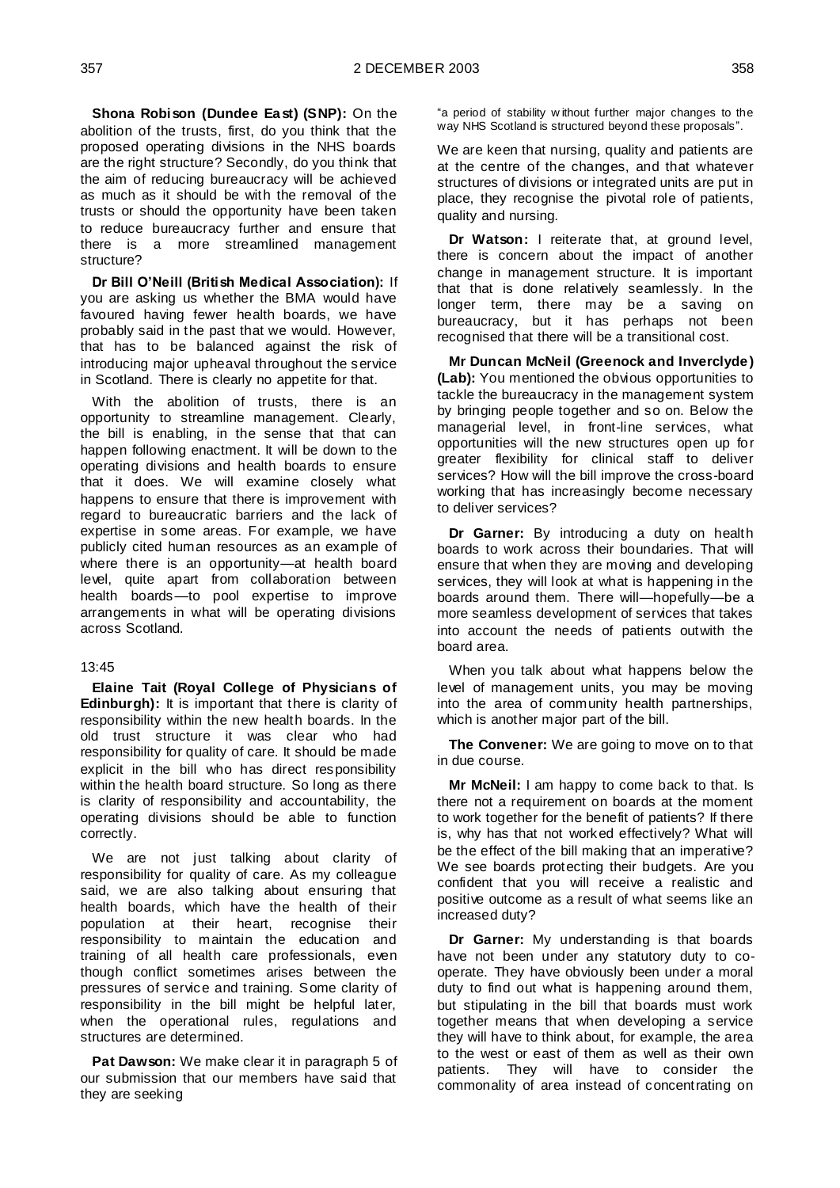**Shona Robison (Dundee East) (SNP):** On the abolition of the trusts, first, do you think that the proposed operating divisions in the NHS boards are the right structure? Secondly, do you think that the aim of reducing bureaucracy will be achieved as much as it should be with the removal of the trusts or should the opportunity have been taken to reduce bureaucracy further and ensure that there is a more streamlined management structure?

**Dr Bill O'Neill (British Medical Association):** If you are asking us whether the BMA would have favoured having fewer health boards, we have probably said in the past that we would. However, that has to be balanced against the risk of introducing major upheaval throughout the service in Scotland. There is clearly no appetite for that.

With the abolition of trusts, there is an opportunity to streamline management. Clearly, the bill is enabling, in the sense that that can happen following enactment. It will be down to the operating divisions and health boards to ensure that it does. We will examine closely what happens to ensure that there is improvement with regard to bureaucratic barriers and the lack of expertise in some areas. For example, we have publicly cited human resources as an example of where there is an opportunity—at health board level, quite apart from collaboration between health boards—to pool expertise to improve arrangements in what will be operating divisions across Scotland.

13:45

**Elaine Tait (Royal College of Physicians of Edinburgh):** It is important that there is clarity of responsibility within the new health boards. In the old trust structure it was clear who had responsibility for quality of care. It should be made explicit in the bill who has direct responsibility within the health board structure. So long as there is clarity of responsibility and accountability, the operating divisions should be able to function correctly.

We are not just talking about clarity of responsibility for quality of care. As my colleague said, we are also talking about ensuring that health boards, which have the health of their population at their heart, recognise their responsibility to maintain the education and training of all health care professionals, even though conflict sometimes arises between the pressures of service and training. Some clarity of responsibility in the bill might be helpful later, when the operational rules, regulations and structures are determined.

**Pat Dawson:** We make clear it in paragraph 5 of our submission that our members have said that they are seeking

"a period of stability without further major changes to the way NHS Scotland is structured beyond these proposals".

We are keen that nursing, quality and patients are at the centre of the changes, and that whatever structures of divisions or integrated units are put in place, they recognise the pivotal role of patients, quality and nursing.

**Dr Watson:** I reiterate that, at ground level, there is concern about the impact of another change in management structure. It is important that that is done relatively seamlessly. In the longer term, there may be a saving on bureaucracy, but it has perhaps not been recognised that there will be a transitional cost.

**Mr Duncan McNeil (Greenock and Inverclyde) (Lab):** You mentioned the obvious opportunities to tackle the bureaucracy in the management system by bringing people together and so on. Below the managerial level, in front-line services, what opportunities will the new structures open up for greater flexibility for clinical staff to deliver services? How will the bill improve the cross-board working that has increasingly become necessary to deliver services?

**Dr Garner:** By introducing a duty on health boards to work across their boundaries. That will ensure that when they are moving and developing services, they will look at what is happening in the boards around them. There will—hopefully—be a more seamless development of services that takes into account the needs of patients outwith the board area.

When you talk about what happens below the level of management units, you may be moving into the area of community health partnerships, which is another major part of the bill.

**The Convener:** We are going to move on to that in due course.

**Mr McNeil:** I am happy to come back to that. Is there not a requirement on boards at the moment to work together for the benefit of patients? If there is, why has that not worked effectively? What will be the effect of the bill making that an imperative? We see boards protecting their budgets. Are you confident that you will receive a realistic and positive outcome as a result of what seems like an increased duty?

**Dr Garner:** My understanding is that boards have not been under any statutory duty to co-operate. They have obviously been under a moral duty to find out what is happening around them, but stipulating in the bill that boards must work together means that when developing a service they will have to think about, for example, the area to the west or east of them as well as their own patients. They will have to consider the commonality of area instead of concentrating on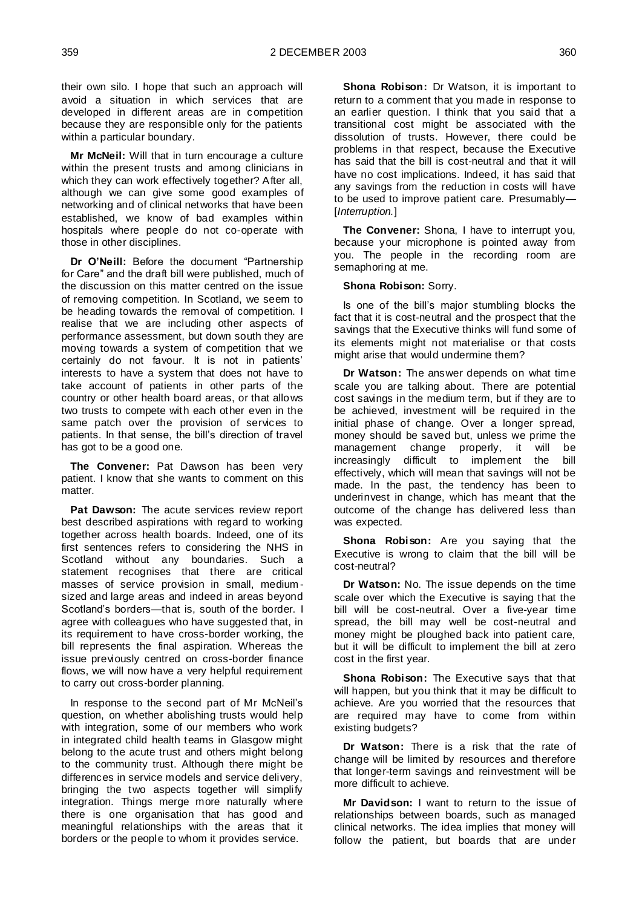their own silo. I hope that such an approach will avoid a situation in which services that are developed in different areas are in competition because they are responsible only for the patients within a particular boundary.

**Mr McNeil:** Will that in turn encourage a culture within the present trusts and among clinicians in which they can work effectively together? After all, although we can give some good examples of networking and of clinical networks that have been established, we know of bad examples within hospitals where people do not co-operate with those in other disciplines.

**Dr O'Neill:** Before the document "Partnership for Care" and the draft bill were published, much of the discussion on this matter centred on the issue of removing competition. In Scotland, we seem to be heading towards the removal of competition. I realise that we are including other aspects of performance assessment, but down south they are moving towards a system of competition that we certainly do not favour. It is not in patients' interests to have a system that does not have to take account of patients in other parts of the country or other health board areas, or that allows two trusts to compete with each other even in the same patch over the provision of services to patients. In that sense, the bill's direction of travel has got to be a good one.

**The Convener:** Pat Dawson has been very patient. I know that she wants to comment on this matter.

**Pat Dawson:** The acute services review report best described aspirations with regard to working together across health boards. Indeed, one of its first sentences refers to considering the NHS in Scotland without any boundaries. Such a statement recognises that there are critical masses of service provision in small, medium-sized and large areas and indeed in areas beyond Scotland's borders—that is, south of the border. I agree with colleagues who have suggested that, in its requirement to have cross-border working, the bill represents the final aspiration. Whereas the issue previously centred on cross-border finance flows, we will now have a very helpful requirement to carry out cross-border planning.

In response to the second part of Mr McNeil's question, on whether abolishing trusts would help with integration, some of our members who work in integrated child health teams in Glasgow might belong to the acute trust and others might belong to the community trust. Although there might be differences in service models and service delivery, bringing the two aspects together will simplify integration. Things merge more naturally where there is one organisation that has good and meaningful relationships with the areas that it borders or the people to whom it provides service.

**Shona Robison:** Dr Watson, it is important to return to a comment that you made in response to an earlier question. I think that you said that a transitional cost might be associated with the dissolution of trusts. However, there could be problems in that respect, because the Executive has said that the bill is cost-neutral and that it will have no cost implications. Indeed, it has said that any savings from the reduction in costs will have to be used to improve patient care. Presumably—[*Interruption.*]

**The Convener:** Shona, I have to interrupt you, because your microphone is pointed away from you. The people in the recording room are semaphoring at me.

**Shona Robison:** Sorry.

Is one of the bill's major stumbling blocks the fact that it is cost-neutral and the prospect that the savings that the Executive thinks will fund some of its elements might not materialise or that costs might arise that would undermine them?

**Dr Watson:** The answer depends on what time scale you are talking about. There are potential cost savings in the medium term, but if they are to be achieved, investment will be required in the initial phase of change. Over a longer spread, money should be saved but, unless we prime the management change properly, it will be increasingly difficult to implement the bill effectively, which will mean that savings will not be made. In the past, the tendency has been to underinvest in change, which has meant that the outcome of the change has delivered less than was expected.

**Shona Robison:** Are you saying that the Executive is wrong to claim that the bill will be cost-neutral?

**Dr Watson:** No. The issue depends on the time scale over which the Executive is saying that the bill will be cost-neutral. Over a five-year time spread, the bill may well be cost-neutral and money might be ploughed back into patient care, but it will be difficult to implement the bill at zero cost in the first year.

**Shona Robison:** The Executive says that that will happen, but you think that it may be difficult to achieve. Are you worried that the resources that are required may have to come from within existing budgets?

**Dr Watson:** There is a risk that the rate of change will be limited by resources and therefore that longer-term savings and reinvestment will be more difficult to achieve.

**Mr Davidson:** I want to return to the issue of relationships between boards, such as managed clinical networks. The idea implies that money will follow the patient, but boards that are under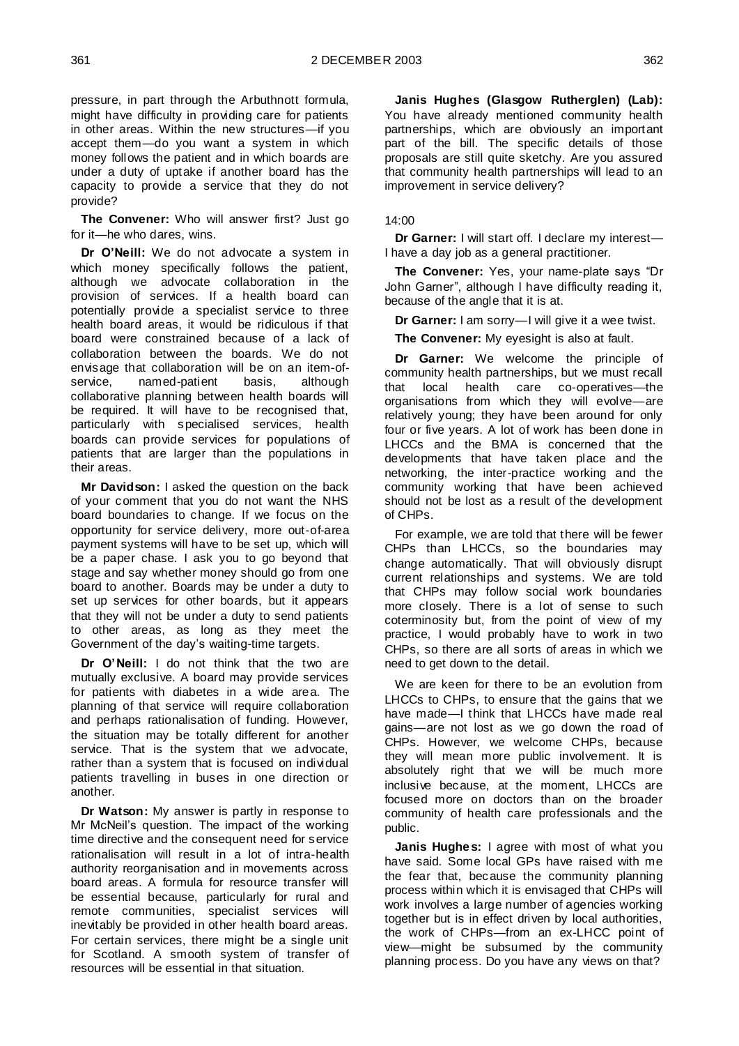pressure, in part through the Arbuthnott formula, might have difficulty in providing care for patients in other areas. Within the new structures—if you accept them—do you want a system in which money follows the patient and in which boards are under a duty of uptake if another board has the capacity to provide a service that they do not provide?

**The Convener:** Who will answer first? Just go for it—he who dares, wins.

**Dr O'Neill:** We do not advocate a system in which money specifically follows the patient, although we advocate collaboration in the provision of services. If a health board can potentially provide a specialist service to three health board areas, it would be ridiculous if that board were constrained because of a lack of collaboration between the boards. We do not envisage that collaboration will be on an item-of-service, named-patient basis, although collaborative planning between health boards will be required. It will have to be recognised that, particularly with specialised services, health boards can provide services for populations of patients that are larger than the populations in their areas.

**Mr Davidson:** I asked the question on the back of your comment that you do not want the NHS board boundaries to change. If we focus on the opportunity for service delivery, more out-of-area payment systems will have to be set up, which will be a paper chase. I ask you to go beyond that stage and say whether money should go from one board to another. Boards may be under a duty to set up services for other boards, but it appears that they will not be under a duty to send patients to other areas, as long as they meet the Government of the day's waiting-time targets.

**Dr O'Neill:** I do not think that the two are mutually exclusive. A board may provide services for patients with diabetes in a wide area. The planning of that service will require collaboration and perhaps rationalisation of funding. However, the situation may be totally different for another service. That is the system that we advocate, rather than a system that is focused on individual patients travelling in buses in one direction or another.

**Dr Watson:** My answer is partly in response to Mr McNeil's question. The impact of the working time directive and the consequent need for service rationalisation will result in a lot of intra-health authority reorganisation and in movements across board areas. A formula for resource transfer will be essential because, particularly for rural and remote communities, specialist services will inevitably be provided in other health board areas. For certain services, there might be a single unit for Scotland. A smooth system of transfer of resources will be essential in that situation.

**Janis Hughes (Glasgow Rutherglen) (Lab):** You have already mentioned community health partnerships, which are obviously an important part of the bill. The specific details of those proposals are still quite sketchy. Are you assured that community health partnerships will lead to an improvement in service delivery?

14:00

**Dr Garner:** I will start off. I declare my interest—I have a day job as a general practitioner.

**The Convener:** Yes, your name-plate says "Dr John Garner", although I have difficulty reading it, because of the angle that it is at.

**Dr Garner:** I am sorry—I will give it a wee twist.

**The Convener:** My eyesight is also at fault.

**Dr Garner:** We welcome the principle of community health partnerships, but we must recall that local health care co-operatives—the organisations from which they will evolve—are relatively young; they have been around for only four or five years. A lot of work has been done in LHCCs and the BMA is concerned that the developments that have taken place and the networking, the inter-practice working and the community working that have been achieved should not be lost as a result of the development of CHPs.

For example, we are told that there will be fewer CHPs than LHCCs, so the boundaries may change automatically. That will obviously disrupt current relationships and systems. We are told that CHPs may follow social work boundaries more closely. There is a lot of sense to such coterminosity but, from the point of view of my practice, I would probably have to work in two CHPs, so there are all sorts of areas in which we need to get down to the detail.

We are keen for there to be an evolution from LHCCs to CHPs, to ensure that the gains that we have made—I think that LHCCs have made real gains—are not lost as we go down the road of CHPs. However, we welcome CHPs, because they will mean more public involvement. It is absolutely right that we will be much more inclusive because, at the moment, LHCCs are focused more on doctors than on the broader community of health care professionals and the public.

**Janis Hughes:** I agree with most of what you have said. Some local GPs have raised with me the fear that, because the community planning process within which it is envisaged that CHPs will work involves a large number of agencies working together but is in effect driven by local authorities, the work of CHPs—from an ex-LHCC point of view—might be subsumed by the community planning process. Do you have any views on that?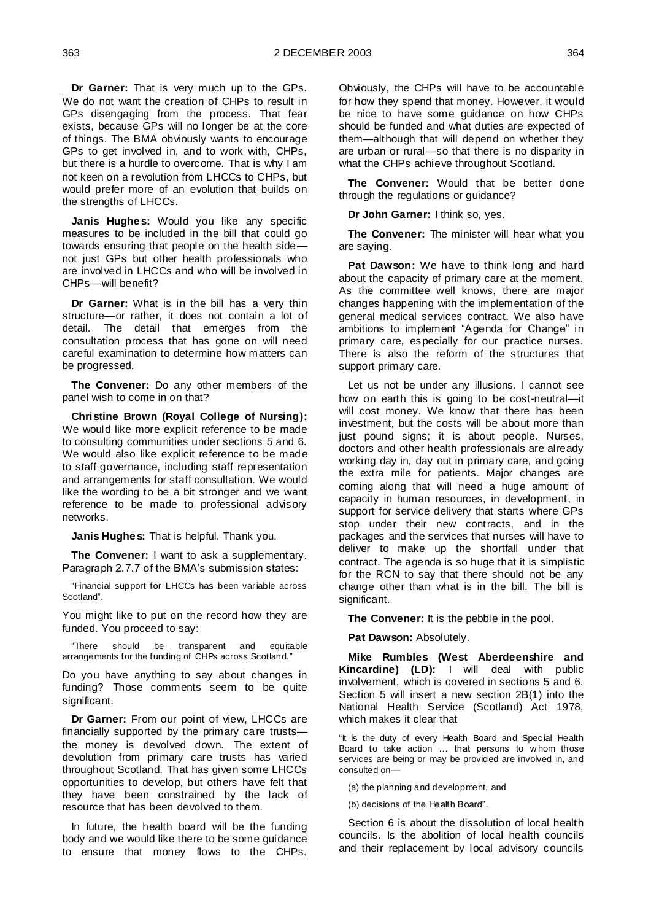**Dr Garner:** That is very much up to the GPs. We do not want the creation of CHPs to result in GPs disengaging from the process. That fear exists, because GPs will no longer be at the core of things. The BMA obviously wants to encourage GPs to get involved in, and to work with, CHPs, but there is a hurdle to overcome. That is why I am not keen on a revolution from LHCCs to CHPs, but would prefer more of an evolution that builds on the strengths of LHCCs.

**Janis Hughes:** Would you like any specific measures to be included in the bill that could go towards ensuring that people on the health side—not just GPs but other health professionals who are involved in LHCCs and who will be involved in CHPs—will benefit?

**Dr Garner:** What is in the bill has a very thin structure—or rather, it does not contain a lot of detail. The detail that emerges from the consultation process that has gone on will need careful examination to determine how matters can be progressed.

**The Convener:** Do any other members of the panel wish to come in on that?

**Christine Brown (Royal College of Nursing):** We would like more explicit reference to be made to consulting communities under sections 5 and 6. We would also like explicit reference to be made to staff governance, including staff representation and arrangements for staff consultation. We would like the wording to be a bit stronger and we want reference to be made to professional advisory networks.

**Janis Hughes:** That is helpful. Thank you.

**The Convener:** I want to ask a supplementary. Paragraph 2.7.7 of the BMA's submission states:

> "Financial support for LHCCs has been variable across Scotland".

You might like to put on the record how they are funded. You proceed to say:

> "There should be transparent and equitable arrangements for the funding of CHPs across Scotland."

Do you have anything to say about changes in funding? Those comments seem to be quite significant.

**Dr Garner:** From our point of view, LHCCs are financially supported by the primary care trusts—the money is devolved down. The extent of devolution from primary care trusts has varied throughout Scotland. That has given some LHCCs opportunities to develop, but others have felt that they have been constrained by the lack of resource that has been devolved to them.

In future, the health board will be the funding body and we would like there to be some guidance to ensure that money flows to the CHPs. Obviously, the CHPs will have to be accountable for how they spend that money. However, it would be nice to have some guidance on how CHPs should be funded and what duties are expected of them—although that will depend on whether they are urban or rural—so that there is no disparity in what the CHPs achieve throughout Scotland.

**The Convener:** Would that be better done through the regulations or guidance?

**Dr John Garner:** I think so, yes.

**The Convener:** The minister will hear what you are saying.

**Pat Dawson:** We have to think long and hard about the capacity of primary care at the moment. As the committee well knows, there are major changes happening with the implementation of the general medical services contract. We also have ambitions to implement "Agenda for Change" in primary care, especially for our practice nurses. There is also the reform of the structures that support primary care.

Let us not be under any illusions. I cannot see how on earth this is going to be cost-neutral—it will cost money. We know that there has been investment, but the costs will be about more than just pound signs; it is about people. Nurses, doctors and other health professionals are already working day in, day out in primary care, and going the extra mile for patients. Major changes are coming along that will need a huge amount of capacity in human resources, in development, in support for service delivery that starts where GPs stop under their new contracts, and in the packages and the services that nurses will have to deliver to make up the shortfall under that contract. The agenda is so huge that it is simplistic for the RCN to say that there should not be any change other than what is in the bill. The bill is significant.

**The Convener:** It is the pebble in the pool.

**Pat Dawson:** Absolutely.

**Mike Rumbles (West Aberdeenshire and Kincardine) (LD):** I will deal with public involvement, which is covered in sections 5 and 6. Section 5 will insert a new section 2B(1) into the National Health Service (Scotland) Act 1978, which makes it clear that

> "It is the duty of every Health Board and Special Health Board to take action … that persons to whom those services are being or may be provided are involved in, and consulted on—
>
> (a) the planning and development, and
>
> (b) decisions of the Health Board".

Section 6 is about the dissolution of local health councils. Is the abolition of local health councils and their replacement by local advisory councils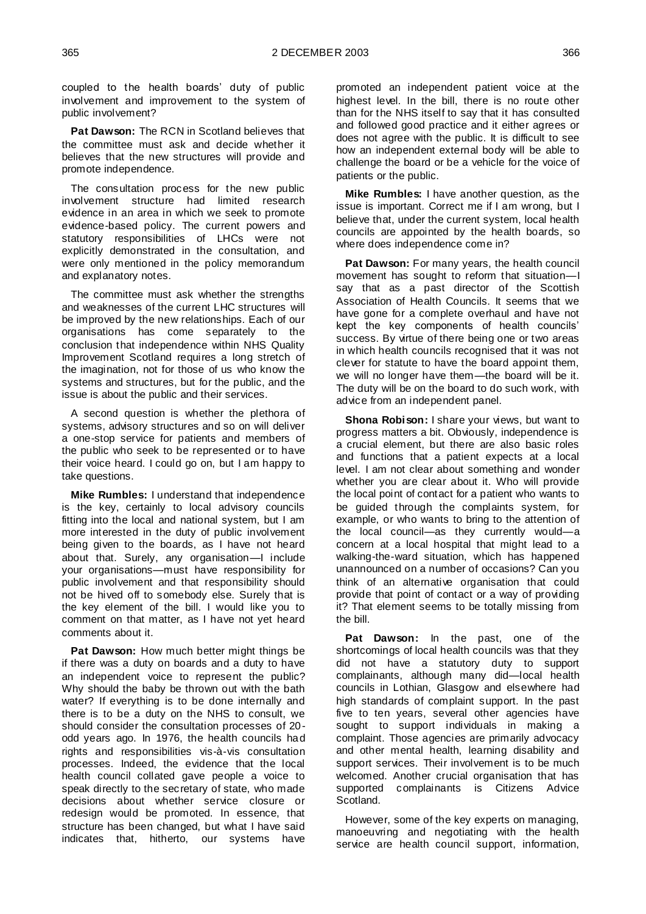coupled to the health boards' duty of public involvement and improvement to the system of public involvement?

**Pat Dawson:** The RCN in Scotland believes that the committee must ask and decide whether it believes that the new structures will provide and promote independence.

The consultation process for the new public involvement structure had limited research evidence in an area in which we seek to promote evidence-based policy. The current powers and statutory responsibilities of LHCs were not explicitly demonstrated in the consultation, and were only mentioned in the policy memorandum and explanatory notes.

The committee must ask whether the strengths and weaknesses of the current LHC structures will be improved by the new relationships. Each of our organisations has come separately to the conclusion that independence within NHS Quality Improvement Scotland requires a long stretch of the imagination, not for those of us who know the systems and structures, but for the public, and the issue is about the public and their services.

A second question is whether the plethora of systems, advisory structures and so on will deliver a one-stop service for patients and members of the public who seek to be represented or to have their voice heard. I could go on, but I am happy to take questions.

**Mike Rumbles:** I understand that independence is the key, certainly to local advisory councils fitting into the local and national system, but I am more interested in the duty of public involvement being given to the boards, as I have not heard about that. Surely, any organisation—I include your organisations—must have responsibility for public involvement and that responsibility should not be hived off to somebody else. Surely that is the key element of the bill. I would like you to comment on that matter, as I have not yet heard comments about it.

**Pat Dawson:** How much better might things be if there was a duty on boards and a duty to have an independent voice to represent the public? Why should the baby be thrown out with the bath water? If everything is to be done internally and there is to be a duty on the NHS to consult, we should consider the consultation processes of 20-odd years ago. In 1976, the health councils had rights and responsibilities vis-à-vis consultation processes. Indeed, the evidence that the local health council collated gave people a voice to speak directly to the secretary of state, who made decisions about whether service closure or redesign would be promoted. In essence, that structure has been changed, but what I have said indicates that, hitherto, our systems have promoted an independent patient voice at the highest level. In the bill, there is no route other than for the NHS itself to say that it has consulted and followed good practice and it either agrees or does not agree with the public. It is difficult to see how an independent external body will be able to challenge the board or be a vehicle for the voice of patients or the public.

**Mike Rumbles:** I have another question, as the issue is important. Correct me if I am wrong, but I believe that, under the current system, local health councils are appointed by the health boards, so where does independence come in?

**Pat Dawson:** For many years, the health council movement has sought to reform that situation—I say that as a past director of the Scottish Association of Health Councils. It seems that we have gone for a complete overhaul and have not kept the key components of health councils' success. By virtue of there being one or two areas in which health councils recognised that it was not clever for statute to have the board appoint them, we will no longer have them—the board will be it. The duty will be on the board to do such work, with advice from an independent panel.

**Shona Robison:** I share your views, but want to progress matters a bit. Obviously, independence is a crucial element, but there are also basic roles and functions that a patient expects at a local level. I am not clear about something and wonder whether you are clear about it. Who will provide the local point of contact for a patient who wants to be guided through the complaints system, for example, or who wants to bring to the attention of the local council—as they currently would—a concern at a local hospital that might lead to a walking-the-ward situation, which has happened unannounced on a number of occasions? Can you think of an alternative organisation that could provide that point of contact or a way of providing it? That element seems to be totally missing from the bill.

**Pat Dawson:** In the past, one of the shortcomings of local health councils was that they did not have a statutory duty to support complainants, although many did—local health councils in Lothian, Glasgow and elsewhere had high standards of complaint support. In the past five to ten years, several other agencies have sought to support individuals in making a complaint. Those agencies are primarily advocacy and other mental health, learning disability and support services. Their involvement is to be much welcomed. Another crucial organisation that has supported complainants is Citizens Advice Scotland.

However, some of the key experts on managing, manoeuvring and negotiating with the health service are health council support, information,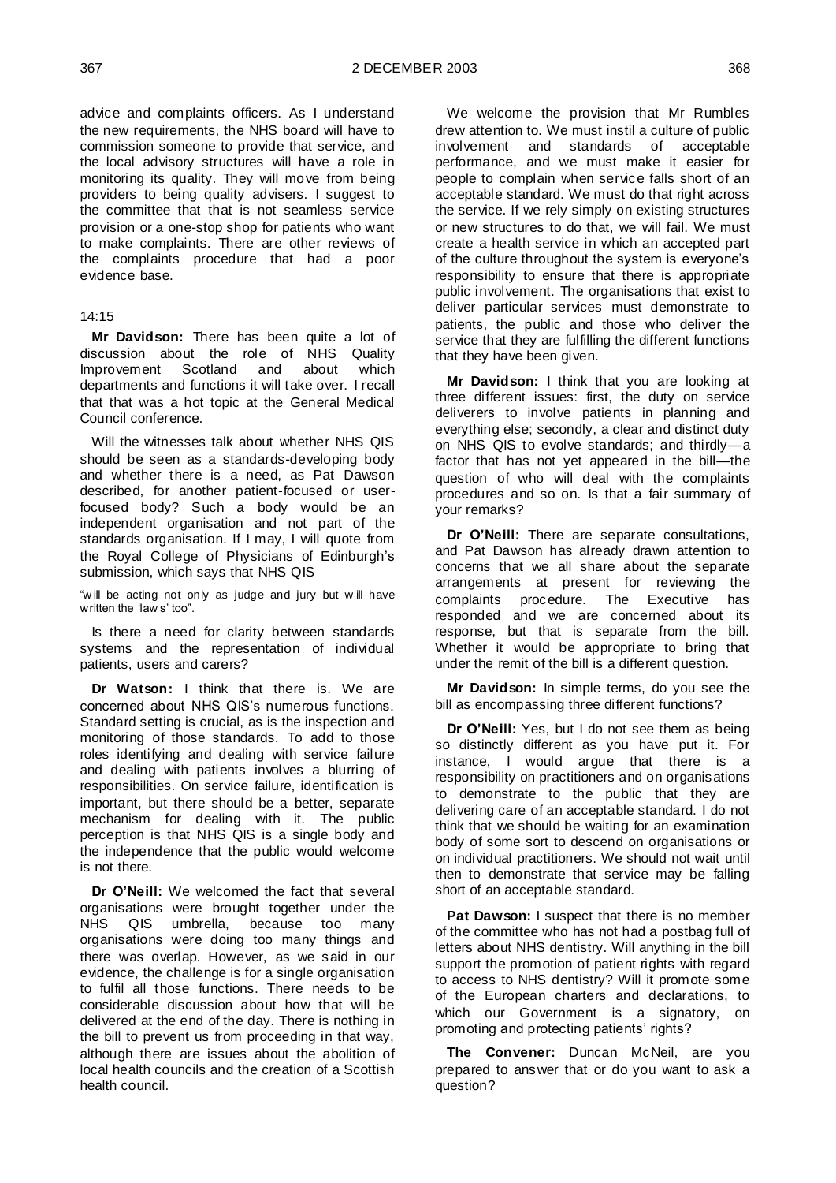advice and complaints officers. As I understand the new requirements, the NHS board will have to commission someone to provide that service, and the local advisory structures will have a role in monitoring its quality. They will move from being providers to being quality advisers. I suggest to the committee that that is not seamless service provision or a one-stop shop for patients who want to make complaints. There are other reviews of the complaints procedure that had a poor evidence base.

14:15

**Mr Davidson:** There has been quite a lot of discussion about the role of NHS Quality Improvement Scotland and about which departments and functions it will take over. I recall that that was a hot topic at the General Medical Council conference.

Will the witnesses talk about whether NHS QIS should be seen as a standards-developing body and whether there is a need, as Pat Dawson described, for another patient-focused or user-focused body? Such a body would be an independent organisation and not part of the standards organisation. If I may, I will quote from the Royal College of Physicians of Edinburgh's submission, which says that NHS QIS

"will be acting not only as judge and jury but will have written the 'laws' too".

Is there a need for clarity between standards systems and the representation of individual patients, users and carers?

**Dr Watson:** I think that there is. We are concerned about NHS QIS's numerous functions. Standard setting is crucial, as is the inspection and monitoring of those standards. To add to those roles identifying and dealing with service failure and dealing with patients involves a blurring of responsibilities. On service failure, identification is important, but there should be a better, separate mechanism for dealing with it. The public perception is that NHS QIS is a single body and the independence that the public would welcome is not there.

**Dr O'Neill:** We welcomed the fact that several organisations were brought together under the NHS QIS umbrella, because too many organisations were doing too many things and there was overlap. However, as we said in our evidence, the challenge is for a single organisation to fulfil all those functions. There needs to be considerable discussion about how that will be delivered at the end of the day. There is nothing in the bill to prevent us from proceeding in that way, although there are issues about the abolition of local health councils and the creation of a Scottish health council.

We welcome the provision that Mr Rumbles drew attention to. We must instil a culture of public involvement and standards of acceptable performance, and we must make it easier for people to complain when service falls short of an acceptable standard. We must do that right across the service. If we rely simply on existing structures or new structures to do that, we will fail. We must create a health service in which an accepted part of the culture throughout the system is everyone's responsibility to ensure that there is appropriate public involvement. The organisations that exist to deliver particular services must demonstrate to patients, the public and those who deliver the service that they are fulfilling the different functions that they have been given.

**Mr Davidson:** I think that you are looking at three different issues: first, the duty on service deliverers to involve patients in planning and everything else; secondly, a clear and distinct duty on NHS QIS to evolve standards; and thirdly—a factor that has not yet appeared in the bill—the question of who will deal with the complaints procedures and so on. Is that a fair summary of your remarks?

**Dr O'Neill:** There are separate consultations, and Pat Dawson has already drawn attention to concerns that we all share about the separate arrangements at present for reviewing the complaints procedure. The Executive has responded and we are concerned about its response, but that is separate from the bill. Whether it would be appropriate to bring that under the remit of the bill is a different question.

**Mr Davidson:** In simple terms, do you see the bill as encompassing three different functions?

**Dr O'Neill:** Yes, but I do not see them as being so distinctly different as you have put it. For instance, I would argue that there is a responsibility on practitioners and on organisations to demonstrate to the public that they are delivering care of an acceptable standard. I do not think that we should be waiting for an examination body of some sort to descend on organisations or on individual practitioners. We should not wait until then to demonstrate that service may be falling short of an acceptable standard.

**Pat Dawson:** I suspect that there is no member of the committee who has not had a postbag full of letters about NHS dentistry. Will anything in the bill support the promotion of patient rights with regard to access to NHS dentistry? Will it promote some of the European charters and declarations, to which our Government is a signatory, on promoting and protecting patients' rights?

**The Convener:** Duncan McNeil, are you prepared to answer that or do you want to ask a question?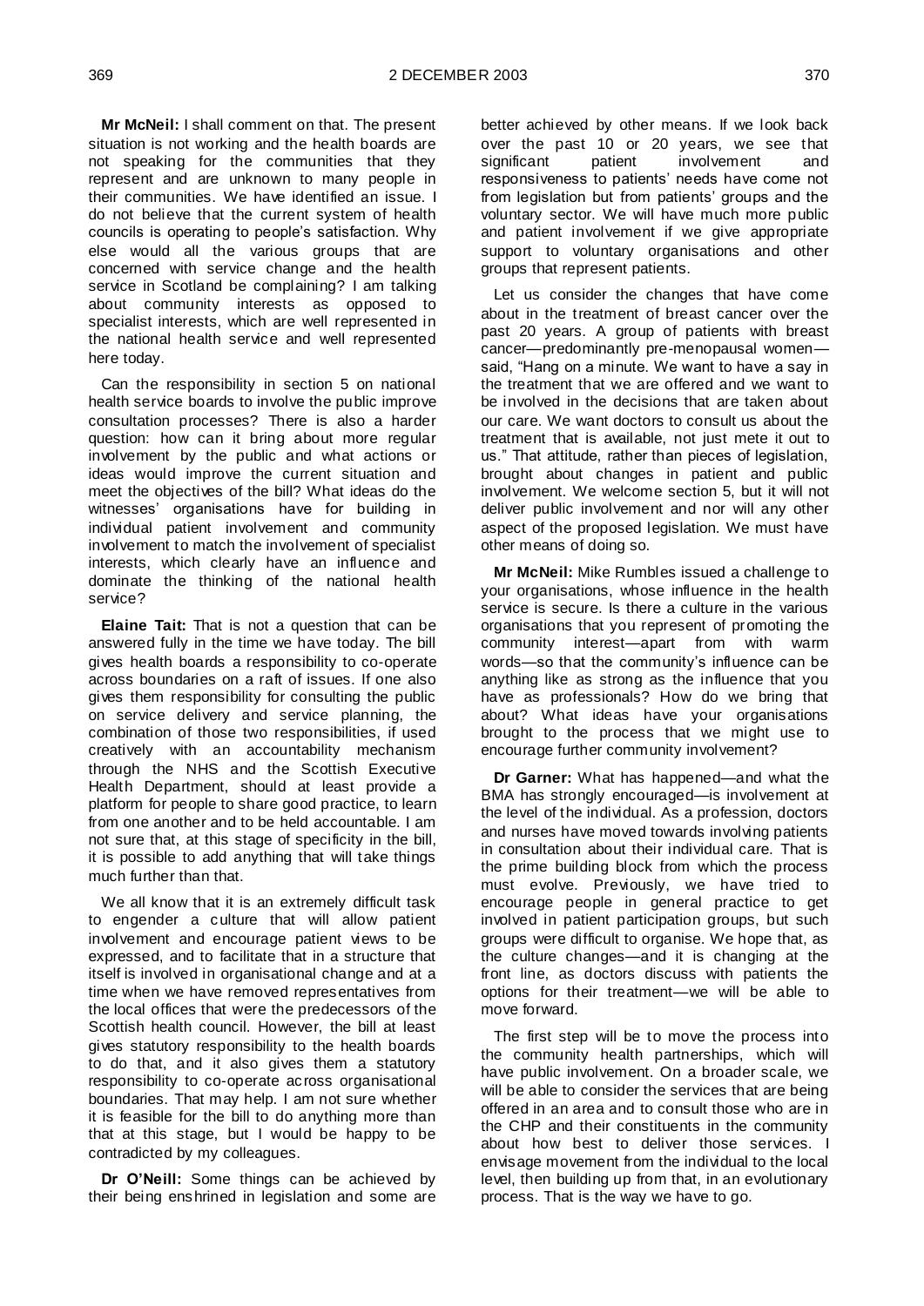**Mr McNeil:** I shall comment on that. The present situation is not working and the health boards are not speaking for the communities that they represent and are unknown to many people in their communities. We have identified an issue. I do not believe that the current system of health councils is operating to people's satisfaction. Why else would all the various groups that are concerned with service change and the health service in Scotland be complaining? I am talking about community interests as opposed to specialist interests, which are well represented in the national health service and well represented here today.

Can the responsibility in section 5 on national health service boards to involve the public improve consultation processes? There is also a harder question: how can it bring about more regular involvement by the public and what actions or ideas would improve the current situation and meet the objectives of the bill? What ideas do the witnesses' organisations have for building in individual patient involvement and community involvement to match the involvement of specialist interests, which clearly have an influence and dominate the thinking of the national health service?

**Elaine Tait:** That is not a question that can be answered fully in the time we have today. The bill gives health boards a responsibility to co-operate across boundaries on a raft of issues. If one also gives them responsibility for consulting the public on service delivery and service planning, the combination of those two responsibilities, if used creatively with an accountability mechanism through the NHS and the Scottish Executive Health Department, should at least provide a platform for people to share good practice, to learn from one another and to be held accountable. I am not sure that, at this stage of specificity in the bill, it is possible to add anything that will take things much further than that.

We all know that it is an extremely difficult task to engender a culture that will allow patient involvement and encourage patient views to be expressed, and to facilitate that in a structure that itself is involved in organisational change and at a time when we have removed representatives from the local offices that were the predecessors of the Scottish health council. However, the bill at least gives statutory responsibility to the health boards to do that, and it also gives them a statutory responsibility to co-operate across organisational boundaries. That may help. I am not sure whether it is feasible for the bill to do anything more than that at this stage, but I would be happy to be contradicted by my colleagues.

**Dr O'Neill:** Some things can be achieved by their being enshrined in legislation and some are better achieved by other means. If we look back over the past 10 or 20 years, we see that significant patient involvement and responsiveness to patients' needs have come not from legislation but from patients' groups and the voluntary sector. We will have much more public and patient involvement if we give appropriate support to voluntary organisations and other groups that represent patients.

Let us consider the changes that have come about in the treatment of breast cancer over the past 20 years. A group of patients with breast cancer—predominantly pre-menopausal women—said, "Hang on a minute. We want to have a say in the treatment that we are offered and we want to be involved in the decisions that are taken about our care. We want doctors to consult us about the treatment that is available, not just mete it out to us." That attitude, rather than pieces of legislation, brought about changes in patient and public involvement. We welcome section 5, but it will not deliver public involvement and nor will any other aspect of the proposed legislation. We must have other means of doing so.

**Mr McNeil:** Mike Rumbles issued a challenge to your organisations, whose influence in the health service is secure. Is there a culture in the various organisations that you represent of promoting the community interest—apart from with warm words—so that the community's influence can be anything like as strong as the influence that you have as professionals? How do we bring that about? What ideas have your organisations brought to the process that we might use to encourage further community involvement?

**Dr Garner:** What has happened—and what the BMA has strongly encouraged—is involvement at the level of the individual. As a profession, doctors and nurses have moved towards involving patients in consultation about their individual care. That is the prime building block from which the process must evolve. Previously, we have tried to encourage people in general practice to get involved in patient participation groups, but such groups were difficult to organise. We hope that, as the culture changes—and it is changing at the front line, as doctors discuss with patients the options for their treatment—we will be able to move forward.

The first step will be to move the process into the community health partnerships, which will have public involvement. On a broader scale, we will be able to consider the services that are being offered in an area and to consult those who are in the CHP and their constituents in the community about how best to deliver those services. I envisage movement from the individual to the local level, then building up from that, in an evolutionary process. That is the way we have to go.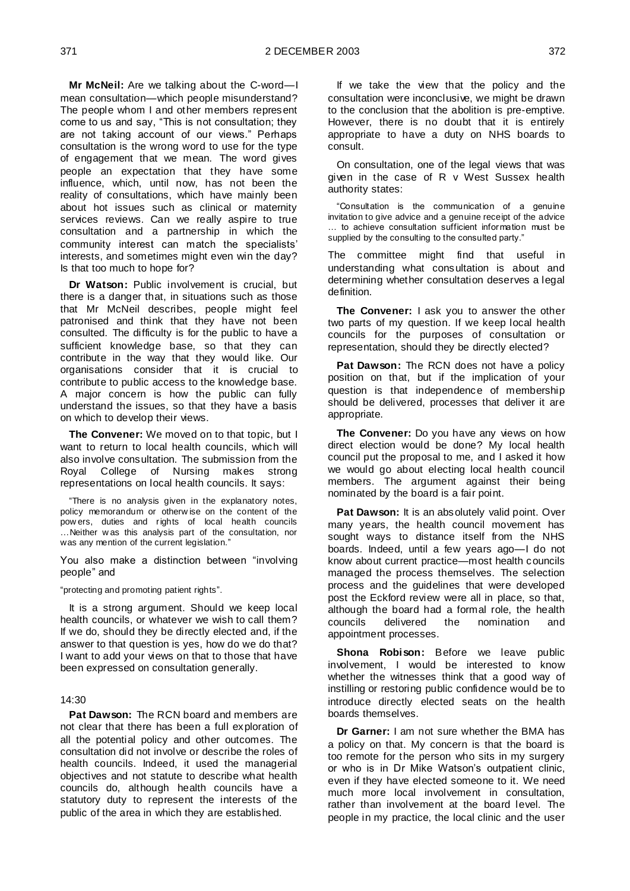**Mr McNeil:** Are we talking about the C-word—I mean consultation—which people misunderstand? The people whom I and other members represent come to us and say, "This is not consultation; they are not taking account of our views." Perhaps consultation is the wrong word to use for the type of engagement that we mean. The word gives people an expectation that they have some influence, which, until now, has not been the reality of consultations, which have mainly been about hot issues such as clinical or maternity services reviews. Can we really aspire to true consultation and a partnership in which the community interest can match the specialists' interests, and sometimes might even win the day? Is that too much to hope for?

**Dr Watson:** Public involvement is crucial, but there is a danger that, in situations such as those that Mr McNeil describes, people might feel patronised and think that they have not been consulted. The difficulty is for the public to have a sufficient knowledge base, so that they can contribute in the way that they would like. Our organisations consider that it is crucial to contribute to public access to the knowledge base. A major concern is how the public can fully understand the issues, so that they have a basis on which to develop their views.

**The Convener:** We moved on to that topic, but I want to return to local health councils, which will also involve consultation. The submission from the Royal College of Nursing makes strong representations on local health councils. It says:

> "There is no analysis given in the explanatory notes, policy memorandum or otherwise on the content of the powers, duties and rights of local health councils …Neither was this analysis part of the consultation, nor was any mention of the current legislation."

You also make a distinction between "involving people" and

> "protecting and promoting patient rights".

It is a strong argument. Should we keep local health councils, or whatever we wish to call them? If we do, should they be directly elected and, if the answer to that question is yes, how do we do that? I want to add your views on that to those that have been expressed on consultation generally.

14:30

**Pat Dawson:** The RCN board and members are not clear that there has been a full exploration of all the potential policy and other outcomes. The consultation did not involve or describe the roles of health councils. Indeed, it used the managerial objectives and not statute to describe what health councils do, although health councils have a statutory duty to represent the interests of the public of the area in which they are established.

If we take the view that the policy and the consultation were inconclusive, we might be drawn to the conclusion that the abolition is pre-emptive. However, there is no doubt that it is entirely appropriate to have a duty on NHS boards to consult.

On consultation, one of the legal views that was given in the case of R v West Sussex health authority states:

> "Consultation is the communication of a genuine invitation to give advice and a genuine receipt of the advice … to achieve consultation sufficient information must be supplied by the consulting to the consulted party."

The committee might find that useful in understanding what consultation is about and determining whether consultation deserves a legal definition.

**The Convener:** I ask you to answer the other two parts of my question. If we keep local health councils for the purposes of consultation or representation, should they be directly elected?

**Pat Dawson:** The RCN does not have a policy position on that, but if the implication of your question is that independence of membership should be delivered, processes that deliver it are appropriate.

**The Convener:** Do you have any views on how direct election would be done? My local health council put the proposal to me, and I asked it how we would go about electing local health council members. The argument against their being nominated by the board is a fair point.

**Pat Dawson:** It is an absolutely valid point. Over many years, the health council movement has sought ways to distance itself from the NHS boards. Indeed, until a few years ago—I do not know about current practice—most health councils managed the process themselves. The selection process and the guidelines that were developed post the Eckford review were all in place, so that, although the board had a formal role, the health councils delivered the nomination and appointment processes.

**Shona Robison:** Before we leave public involvement, I would be interested to know whether the witnesses think that a good way of instilling or restoring public confidence would be to introduce directly elected seats on the health boards themselves.

**Dr Garner:** I am not sure whether the BMA has a policy on that. My concern is that the board is too remote for the person who sits in my surgery or who is in Dr Mike Watson's outpatient clinic, even if they have elected someone to it. We need much more local involvement in consultation, rather than involvement at the board level. The people in my practice, the local clinic and the user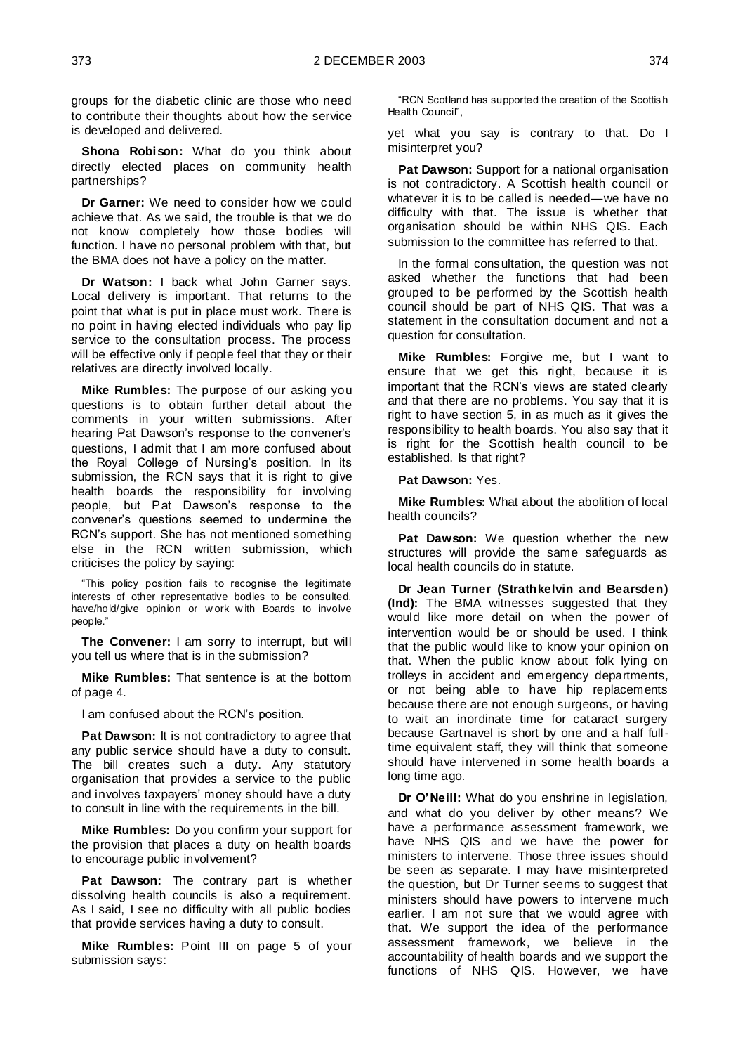groups for the diabetic clinic are those who need to contribute their thoughts about how the service is developed and delivered.

**Shona Robison:** What do you think about directly elected places on community health partnerships?

**Dr Garner:** We need to consider how we could achieve that. As we said, the trouble is that we do not know completely how those bodies will function. I have no personal problem with that, but the BMA does not have a policy on the matter.

**Dr Watson:** I back what John Garner says. Local delivery is important. That returns to the point that what is put in place must work. There is no point in having elected individuals who pay lip service to the consultation process. The process will be effective only if people feel that they or their relatives are directly involved locally.

**Mike Rumbles:** The purpose of our asking you questions is to obtain further detail about the comments in your written submissions. After hearing Pat Dawson's response to the convener's questions, I admit that I am more confused about the Royal College of Nursing's position. In its submission, the RCN says that it is right to give health boards the responsibility for involving people, but Pat Dawson's response to the convener's questions seemed to undermine the RCN's support. She has not mentioned something else in the RCN written submission, which criticises the policy by saying:

> "This policy position fails to recognise the legitimate interests of other representative bodies to be consulted, have/hold/give opinion or work with Boards to involve people."

**The Convener:** I am sorry to interrupt, but will you tell us where that is in the submission?

**Mike Rumbles:** That sentence is at the bottom of page 4.

I am confused about the RCN's position.

**Pat Dawson:** It is not contradictory to agree that any public service should have a duty to consult. The bill creates such a duty. Any statutory organisation that provides a service to the public and involves taxpayers' money should have a duty to consult in line with the requirements in the bill.

**Mike Rumbles:** Do you confirm your support for the provision that places a duty on health boards to encourage public involvement?

**Pat Dawson:** The contrary part is whether dissolving health councils is also a requirement. As I said, I see no difficulty with all public bodies that provide services having a duty to consult.

**Mike Rumbles:** Point III on page 5 of your submission says:

> "RCN Scotland has supported the creation of the Scottish Health Council",

yet what you say is contrary to that. Do I misinterpret you?

**Pat Dawson:** Support for a national organisation is not contradictory. A Scottish health council or whatever it is to be called is needed—we have no difficulty with that. The issue is whether that organisation should be within NHS QIS. Each submission to the committee has referred to that.

In the formal consultation, the question was not asked whether the functions that had been grouped to be performed by the Scottish health council should be part of NHS QIS. That was a statement in the consultation document and not a question for consultation.

**Mike Rumbles:** Forgive me, but I want to ensure that we get this right, because it is important that the RCN's views are stated clearly and that there are no problems. You say that it is right to have section 5, in as much as it gives the responsibility to health boards. You also say that it is right for the Scottish health council to be established. Is that right?

**Pat Dawson:** Yes.

**Mike Rumbles:** What about the abolition of local health councils?

**Pat Dawson:** We question whether the new structures will provide the same safeguards as local health councils do in statute.

**Dr Jean Turner (Strathkelvin and Bearsden) (Ind):** The BMA witnesses suggested that they would like more detail on when the power of intervention would be or should be used. I think that the public would like to know your opinion on that. When the public know about folk lying on trolleys in accident and emergency departments, or not being able to have hip replacements because there are not enough surgeons, or having to wait an inordinate time for cataract surgery because Gartnavel is short by one and a half full-time equivalent staff, they will think that someone should have intervened in some health boards a long time ago.

**Dr O'Neill:** What do you enshrine in legislation, and what do you deliver by other means? We have a performance assessment framework, we have NHS QIS and we have the power for ministers to intervene. Those three issues should be seen as separate. I may have misinterpreted the question, but Dr Turner seems to suggest that ministers should have powers to intervene much earlier. I am not sure that we would agree with that. We support the idea of the performance assessment framework, we believe in the accountability of health boards and we support the functions of NHS QIS. However, we have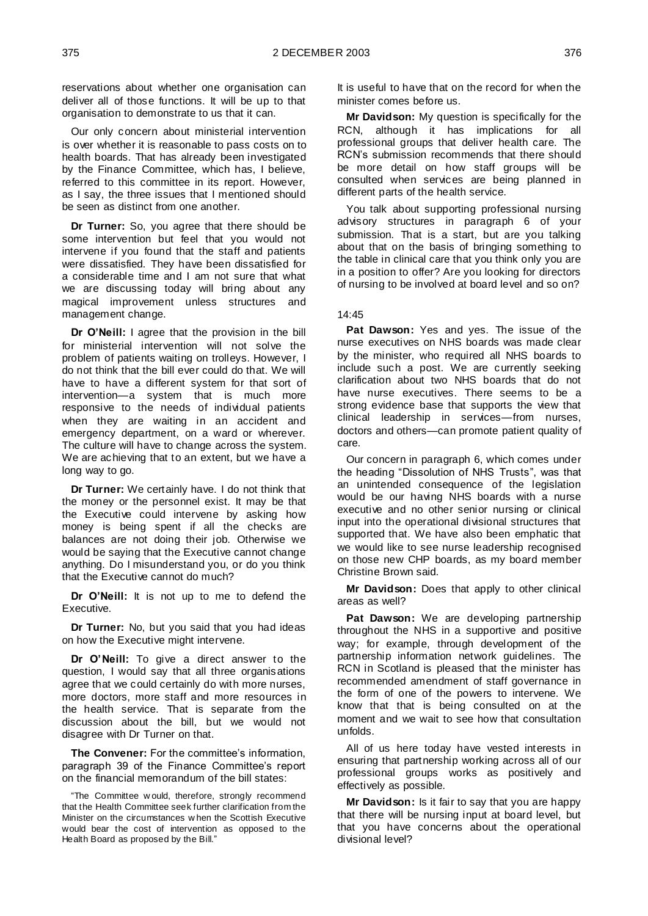reservations about whether one organisation can deliver all of those functions. It will be up to that organisation to demonstrate to us that it can.

Our only concern about ministerial intervention is over whether it is reasonable to pass costs on to health boards. That has already been investigated by the Finance Committee, which has, I believe, referred to this committee in its report. However, as I say, the three issues that I mentioned should be seen as distinct from one another.

**Dr Turner:** So, you agree that there should be some intervention but feel that you would not intervene if you found that the staff and patients were dissatisfied. They have been dissatisfied for a considerable time and I am not sure that what we are discussing today will bring about any magical improvement unless structures and management change.

**Dr O'Neill:** I agree that the provision in the bill for ministerial intervention will not solve the problem of patients waiting on trolleys. However, I do not think that the bill ever could do that. We will have to have a different system for that sort of intervention—a system that is much more responsive to the needs of individual patients when they are waiting in an accident and emergency department, on a ward or wherever. The culture will have to change across the system. We are achieving that to an extent, but we have a long way to go.

**Dr Turner:** We certainly have. I do not think that the money or the personnel exist. It may be that the Executive could intervene by asking how money is being spent if all the checks are balances are not doing their job. Otherwise we would be saying that the Executive cannot change anything. Do I misunderstand you, or do you think that the Executive cannot do much?

**Dr O'Neill:** It is not up to me to defend the Executive.

**Dr Turner:** No, but you said that you had ideas on how the Executive might intervene.

**Dr O'Neill:** To give a direct answer to the question, I would say that all three organisations agree that we could certainly do with more nurses, more doctors, more staff and more resources in the health service. That is separate from the discussion about the bill, but we would not disagree with Dr Turner on that.

**The Convener:** For the committee's information, paragraph 39 of the Finance Committee's report on the financial memorandum of the bill states:

"The Committee would, therefore, strongly recommend that the Health Committee seek further clarification from the Minister on the circumstances when the Scottish Executive would bear the cost of intervention as opposed to the Health Board as proposed by the Bill."

It is useful to have that on the record for when the minister comes before us.

**Mr Davidson:** My question is specifically for the RCN, although it has implications for all professional groups that deliver health care. The RCN's submission recommends that there should be more detail on how staff groups will be consulted when services are being planned in different parts of the health service.

You talk about supporting professional nursing advisory structures in paragraph 6 of your submission. That is a start, but are you talking about that on the basis of bringing something to the table in clinical care that you think only you are in a position to offer? Are you looking for directors of nursing to be involved at board level and so on?

14:45

**Pat Dawson:** Yes and yes. The issue of the nurse executives on NHS boards was made clear by the minister, who required all NHS boards to include such a post. We are currently seeking clarification about two NHS boards that do not have nurse executives. There seems to be a strong evidence base that supports the view that clinical leadership in services—from nurses, doctors and others—can promote patient quality of care.

Our concern in paragraph 6, which comes under the heading "Dissolution of NHS Trusts", was that an unintended consequence of the legislation would be our having NHS boards with a nurse executive and no other senior nursing or clinical input into the operational divisional structures that supported that. We have also been emphatic that we would like to see nurse leadership recognised on those new CHP boards, as my board member Christine Brown said.

**Mr Davidson:** Does that apply to other clinical areas as well?

**Pat Dawson:** We are developing partnership throughout the NHS in a supportive and positive way; for example, through development of the partnership information network guidelines. The RCN in Scotland is pleased that the minister has recommended amendment of staff governance in the form of one of the powers to intervene. We know that that is being consulted on at the moment and we wait to see how that consultation unfolds.

All of us here today have vested interests in ensuring that partnership working across all of our professional groups works as positively and effectively as possible.

**Mr Davidson:** Is it fair to say that you are happy that there will be nursing input at board level, but that you have concerns about the operational divisional level?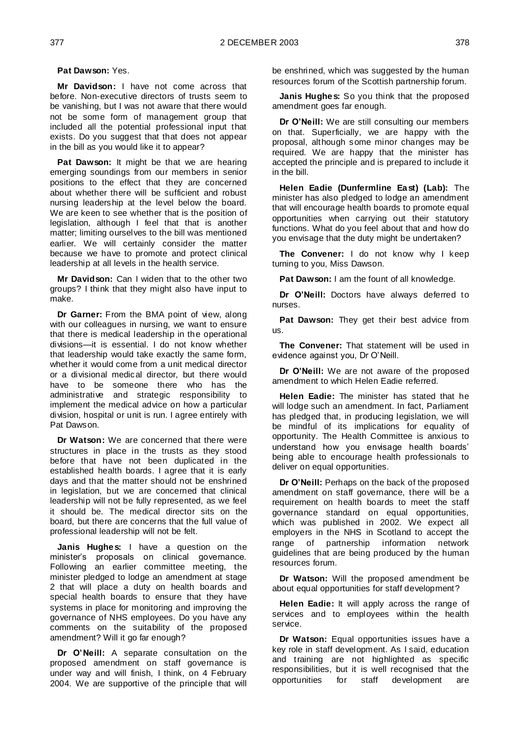**Pat Dawson:** Yes.

**Mr Davidson:** I have not come across that before. Non-executive directors of trusts seem to be vanishing, but I was not aware that there would not be some form of management group that included all the potential professional input that exists. Do you suggest that that does not appear in the bill as you would like it to appear?

**Pat Dawson:** It might be that we are hearing emerging soundings from our members in senior positions to the effect that they are concerned about whether there will be sufficient and robust nursing leadership at the level below the board. We are keen to see whether that is the position of legislation, although I feel that that is another matter; limiting ourselves to the bill was mentioned earlier. We will certainly consider the matter because we have to promote and protect clinical leadership at all levels in the health service.

**Mr Davidson:** Can I widen that to the other two groups? I think that they might also have input to make.

**Dr Garner:** From the BMA point of view, along with our colleagues in nursing, we want to ensure that there is medical leadership in the operational divisions—it is essential. I do not know whether that leadership would take exactly the same form, whether it would come from a unit medical director or a divisional medical director, but there would have to be someone there who has the administrative and strategic responsibility to implement the medical advice on how a particular division, hospital or unit is run. I agree entirely with Pat Dawson.

**Dr Watson:** We are concerned that there were structures in place in the trusts as they stood before that have not been duplicated in the established health boards. I agree that it is early days and that the matter should not be enshrined in legislation, but we are concerned that clinical leadership will not be fully represented, as we feel it should be. The medical director sits on the board, but there are concerns that the full value of professional leadership will not be felt.

**Janis Hughes:** I have a question on the minister's proposals on clinical governance. Following an earlier committee meeting, the minister pledged to lodge an amendment at stage 2 that will place a duty on health boards and special health boards to ensure that they have systems in place for monitoring and improving the governance of NHS employees. Do you have any comments on the suitability of the proposed amendment? Will it go far enough?

**Dr O'Neill:** A separate consultation on the proposed amendment on staff governance is under way and will finish, I think, on 4 February 2004. We are supportive of the principle that will be enshrined, which was suggested by the human resources forum of the Scottish partnership forum.

**Janis Hughes:** So you think that the proposed amendment goes far enough.

**Dr O'Neill:** We are still consulting our members on that. Superficially, we are happy with the proposal, although some minor changes may be required. We are happy that the minister has accepted the principle and is prepared to include it in the bill.

**Helen Eadie (Dunfermline East) (Lab):** The minister has also pledged to lodge an amendment that will encourage health boards to promote equal opportunities when carrying out their statutory functions. What do you feel about that and how do you envisage that the duty might be undertaken?

**The Convener:** I do not know why I keep turning to you, Miss Dawson.

**Pat Dawson:** I am the fount of all knowledge.

**Dr O'Neill:** Doctors have always deferred to nurses.

**Pat Dawson:** They get their best advice from us.

**The Convener:** That statement will be used in evidence against you, Dr O'Neill.

**Dr O'Neill:** We are not aware of the proposed amendment to which Helen Eadie referred.

**Helen Eadie:** The minister has stated that he will lodge such an amendment. In fact, Parliament has pledged that, in producing legislation, we will be mindful of its implications for equality of opportunity. The Health Committee is anxious to understand how you envisage health boards' being able to encourage health professionals to deliver on equal opportunities.

**Dr O'Neill:** Perhaps on the back of the proposed amendment on staff governance, there will be a requirement on health boards to meet the staff governance standard on equal opportunities, which was published in 2002. We expect all employers in the NHS in Scotland to accept the range of partnership information network guidelines that are being produced by the human resources forum.

**Dr Watson:** Will the proposed amendment be about equal opportunities for staff development?

**Helen Eadie:** It will apply across the range of services and to employees within the health service.

**Dr Watson:** Equal opportunities issues have a key role in staff development. As I said, education and training are not highlighted as specific responsibilities, but it is well recognised that the opportunities for staff development are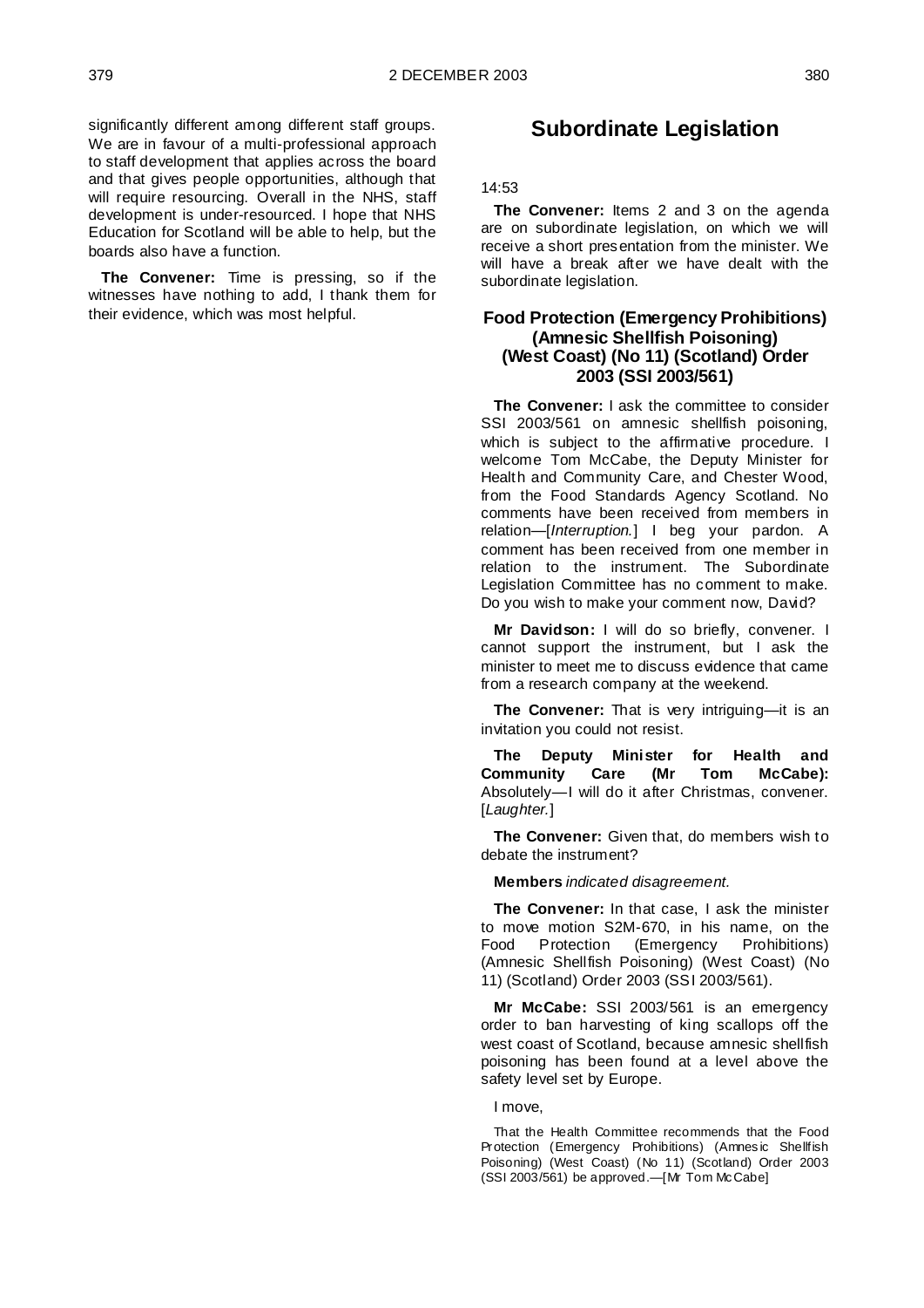significantly different among different staff groups. We are in favour of a multi-professional approach to staff development that applies across the board and that gives people opportunities, although that will require resourcing. Overall in the NHS, staff development is under-resourced. I hope that NHS Education for Scotland will be able to help, but the boards also have a function.

**The Convener:** Time is pressing, so if the witnesses have nothing to add, I thank them for their evidence, which was most helpful.

# Subordinate Legislation

14:53

**The Convener:** Items 2 and 3 on the agenda are on subordinate legislation, on which we will receive a short presentation from the minister. We will have a break after we have dealt with the subordinate legislation.

## Food Protection (Emergency Prohibitions) (Amnesic Shellfish Poisoning) (West Coast) (No 11) (Scotland) Order 2003 (SSI 2003/561)

**The Convener:** I ask the committee to consider SSI 2003/561 on amnesic shellfish poisoning, which is subject to the affirmative procedure. I welcome Tom McCabe, the Deputy Minister for Health and Community Care, and Chester Wood, from the Food Standards Agency Scotland. No comments have been received from members in relation—[*Interruption.*] I beg your pardon. A comment has been received from one member in relation to the instrument. The Subordinate Legislation Committee has no comment to make. Do you wish to make your comment now, David?

**Mr Davidson:** I will do so briefly, convener. I cannot support the instrument, but I ask the minister to meet me to discuss evidence that came from a research company at the weekend.

**The Convener:** That is very intriguing—it is an invitation you could not resist.

**The Deputy Minister for Health and Community Care (Mr Tom McCabe):** Absolutely—I will do it after Christmas, convener. [*Laughter.*]

**The Convener:** Given that, do members wish to debate the instrument?

**Members** *indicated disagreement.*

**The Convener:** In that case, I ask the minister to move motion S2M-670, in his name, on the Food Protection (Emergency Prohibitions) (Amnesic Shellfish Poisoning) (West Coast) (No 11) (Scotland) Order 2003 (SSI 2003/561).

**Mr McCabe:** SSI 2003/561 is an emergency order to ban harvesting of king scallops off the west coast of Scotland, because amnesic shellfish poisoning has been found at a level above the safety level set by Europe.

I move,

That the Health Committee recommends that the Food Protection (Emergency Prohibitions) (Amnesic Shellfish Poisoning) (West Coast) (No 11) (Scotland) Order 2003 (SSI 2003/561) be approved.—[Mr Tom McCabe]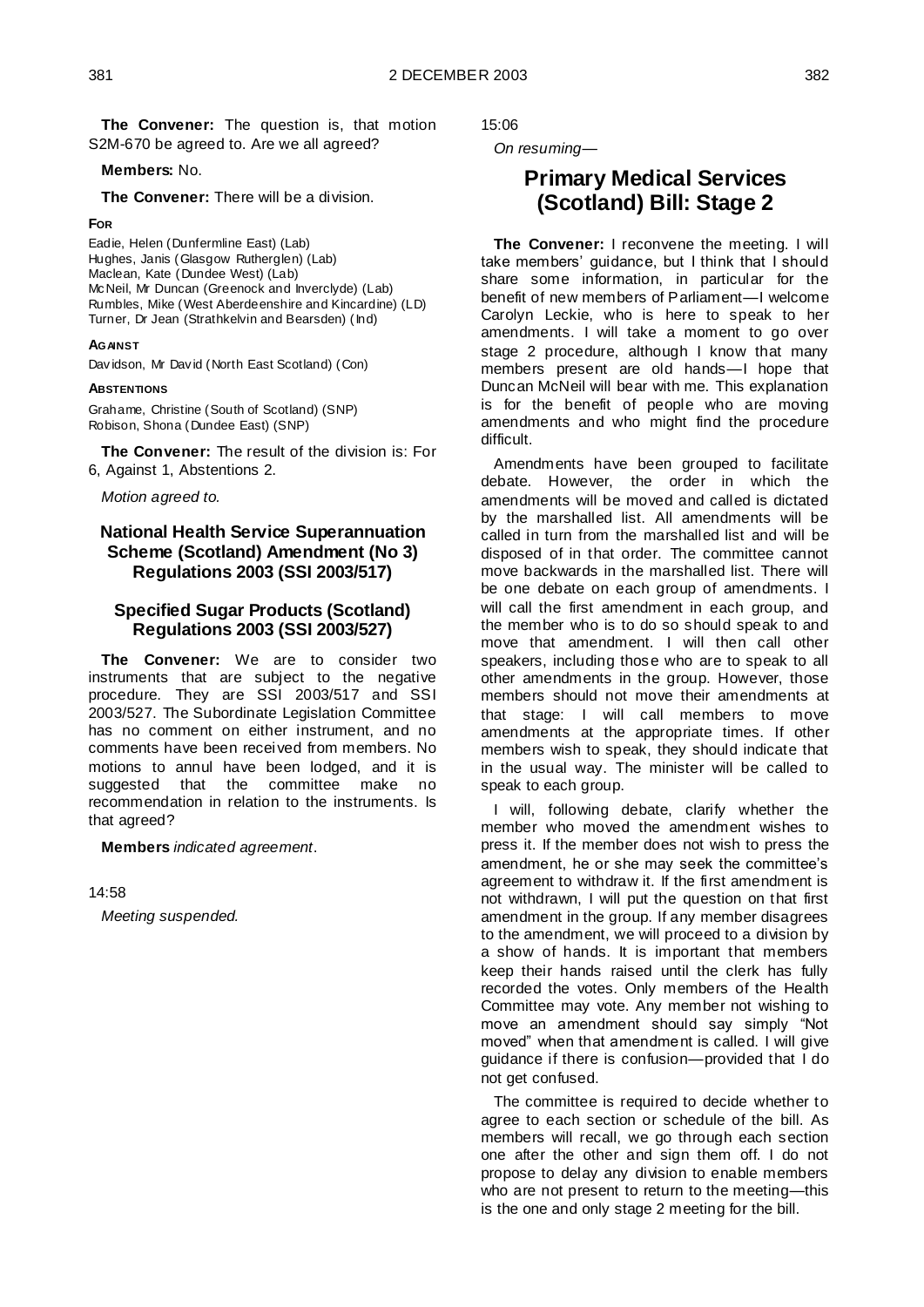**The Convener:** The question is, that motion S2M-670 be agreed to. Are we all agreed?

**Members:** No.

**The Convener:** There will be a division.

**FOR**

Eadie, Helen (Dunfermline East) (Lab)
Hughes, Janis (Glasgow Rutherglen) (Lab)
Maclean, Kate (Dundee West) (Lab)
McNeil, Mr Duncan (Greenock and Inverclyde) (Lab)
Rumbles, Mike (West Aberdeenshire and Kincardine) (LD)
Turner, Dr Jean (Strathkelvin and Bearsden) (Ind)

**AGAINST**

Davidson, Mr David (North East Scotland) (Con)

**ABSTENTIONS**

Grahame, Christine (South of Scotland) (SNP)
Robison, Shona (Dundee East) (SNP)

**The Convener:** The result of the division is: For 6, Against 1, Abstentions 2.

*Motion agreed to.*

## National Health Service Superannuation Scheme (Scotland) Amendment (No 3) Regulations 2003 (SSI 2003/517)

## Specified Sugar Products (Scotland) Regulations 2003 (SSI 2003/527)

**The Convener:** We are to consider two instruments that are subject to the negative procedure. They are SSI 2003/517 and SSI 2003/527. The Subordinate Legislation Committee has no comment on either instrument, and no comments have been received from members. No motions to annul have been lodged, and it is suggested that the committee make no recommendation in relation to the instruments. Is that agreed?

**Members** *indicated agreement.*

14:58

*Meeting suspended.*

15:06

*On resuming—*

# Primary Medical Services (Scotland) Bill: Stage 2

**The Convener:** I reconvene the meeting. I will take members' guidance, but I think that I should share some information, in particular for the benefit of new members of Parliament—I welcome Carolyn Leckie, who is here to speak to her amendments. I will take a moment to go over stage 2 procedure, although I know that many members present are old hands—I hope that Duncan McNeil will bear with me. This explanation is for the benefit of people who are moving amendments and who might find the procedure difficult.

Amendments have been grouped to facilitate debate. However, the order in which the amendments will be moved and called is dictated by the marshalled list. All amendments will be called in turn from the marshalled list and will be disposed of in that order. The committee cannot move backwards in the marshalled list. There will be one debate on each group of amendments. I will call the first amendment in each group, and the member who is to do so should speak to and move that amendment. I will then call other speakers, including those who are to speak to all other amendments in the group. However, those members should not move their amendments at that stage: I will call members to move amendments at the appropriate times. If other members wish to speak, they should indicate that in the usual way. The minister will be called to speak to each group.

I will, following debate, clarify whether the member who moved the amendment wishes to press it. If the member does not wish to press the amendment, he or she may seek the committee's agreement to withdraw it. If the first amendment is not withdrawn, I will put the question on that first amendment in the group. If any member disagrees to the amendment, we will proceed to a division by a show of hands. It is important that members keep their hands raised until the clerk has fully recorded the votes. Only members of the Health Committee may vote. Any member not wishing to move an amendment should say simply "Not moved" when that amendment is called. I will give guidance if there is confusion—provided that I do not get confused.

The committee is required to decide whether to agree to each section or schedule of the bill. As members will recall, we go through each section one after the other and sign them off. I do not propose to delay any division to enable members who are not present to return to the meeting—this is the one and only stage 2 meeting for the bill.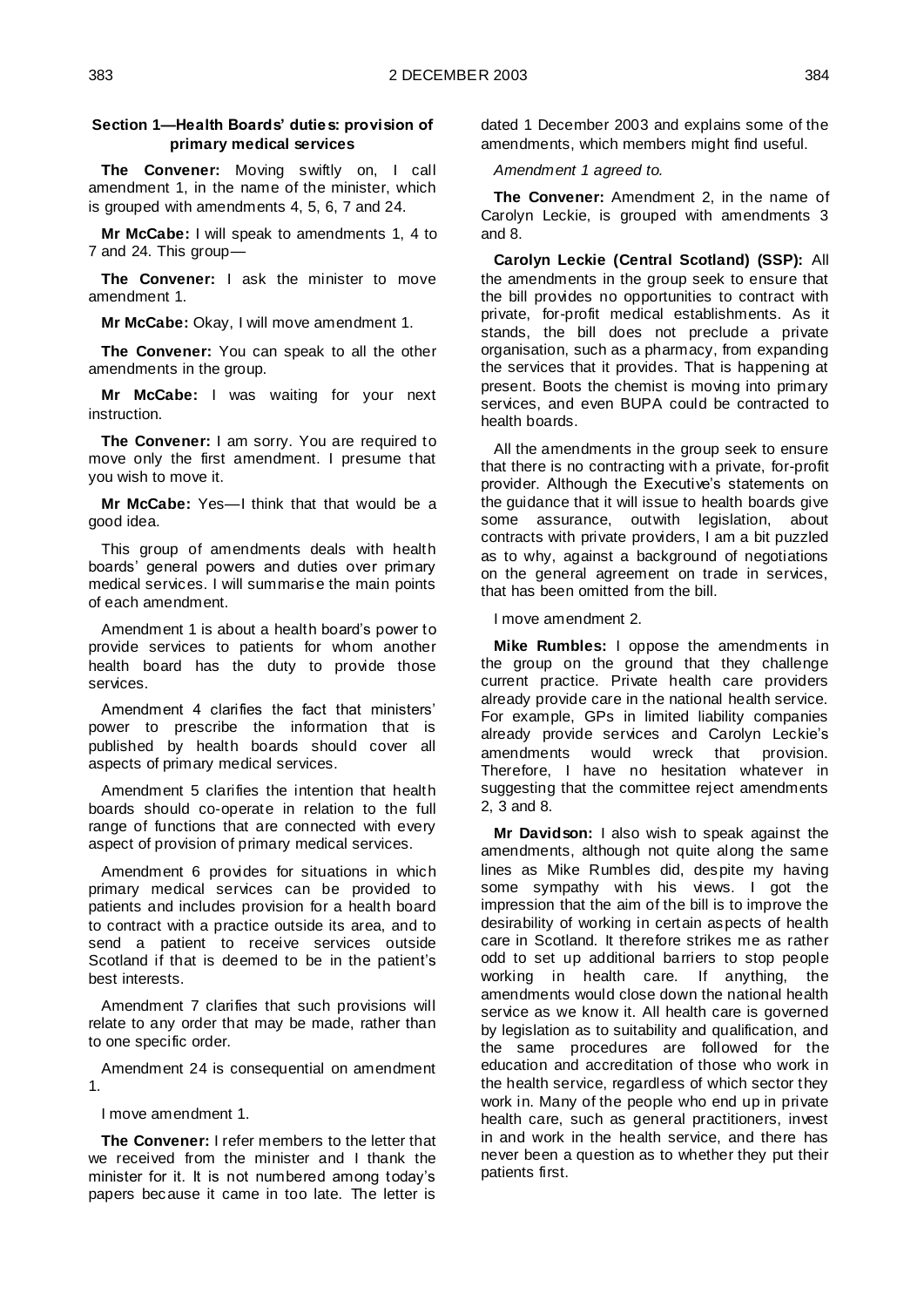**Section 1—Health Boards' duties: provision of primary medical services**

**The Convener:** Moving swiftly on, I call amendment 1, in the name of the minister, which is grouped with amendments 4, 5, 6, 7 and 24.

**Mr McCabe:** I will speak to amendments 1, 4 to 7 and 24. This group—

**The Convener:** I ask the minister to move amendment 1.

**Mr McCabe:** Okay, I will move amendment 1.

**The Convener:** You can speak to all the other amendments in the group.

**Mr McCabe:** I was waiting for your next instruction.

**The Convener:** I am sorry. You are required to move only the first amendment. I presume that you wish to move it.

**Mr McCabe:** Yes—I think that that would be a good idea.

This group of amendments deals with health boards' general powers and duties over primary medical services. I will summarise the main points of each amendment.

Amendment 1 is about a health board's power to provide services to patients for whom another health board has the duty to provide those services.

Amendment 4 clarifies the fact that ministers' power to prescribe the information that is published by health boards should cover all aspects of primary medical services.

Amendment 5 clarifies the intention that health boards should co-operate in relation to the full range of functions that are connected with every aspect of provision of primary medical services.

Amendment 6 provides for situations in which primary medical services can be provided to patients and includes provision for a health board to contract with a practice outside its area, and to send a patient to receive services outside Scotland if that is deemed to be in the patient's best interests.

Amendment 7 clarifies that such provisions will relate to any order that may be made, rather than to one specific order.

Amendment 24 is consequential on amendment 1.

I move amendment 1.

**The Convener:** I refer members to the letter that we received from the minister and I thank the minister for it. It is not numbered among today's papers because it came in too late. The letter is dated 1 December 2003 and explains some of the amendments, which members might find useful.

*Amendment 1 agreed to.*

**The Convener:** Amendment 2, in the name of Carolyn Leckie, is grouped with amendments 3 and 8.

**Carolyn Leckie (Central Scotland) (SSP):** All the amendments in the group seek to ensure that the bill provides no opportunities to contract with private, for-profit medical establishments. As it stands, the bill does not preclude a private organisation, such as a pharmacy, from expanding the services that it provides. That is happening at present. Boots the chemist is moving into primary services, and even BUPA could be contracted to health boards.

All the amendments in the group seek to ensure that there is no contracting with a private, for-profit provider. Although the Executive's statements on the guidance that it will issue to health boards give some assurance, outwith legislation, about contracts with private providers, I am a bit puzzled as to why, against a background of negotiations on the general agreement on trade in services, that has been omitted from the bill.

I move amendment 2.

**Mike Rumbles:** I oppose the amendments in the group on the ground that they challenge current practice. Private health care providers already provide care in the national health service. For example, GPs in limited liability companies already provide services and Carolyn Leckie's amendments would wreck that provision. Therefore, I have no hesitation whatever in suggesting that the committee reject amendments 2, 3 and 8.

**Mr Davidson:** I also wish to speak against the amendments, although not quite along the same lines as Mike Rumbles did, despite my having some sympathy with his views. I got the impression that the aim of the bill is to improve the desirability of working in certain aspects of health care in Scotland. It therefore strikes me as rather odd to set up additional barriers to stop people working in health care. If anything, the amendments would close down the national health service as we know it. All health care is governed by legislation as to suitability and qualification, and the same procedures are followed for the education and accreditation of those who work in the health service, regardless of which sector they work in. Many of the people who end up in private health care, such as general practitioners, invest in and work in the health service, and there has never been a question as to whether they put their patients first.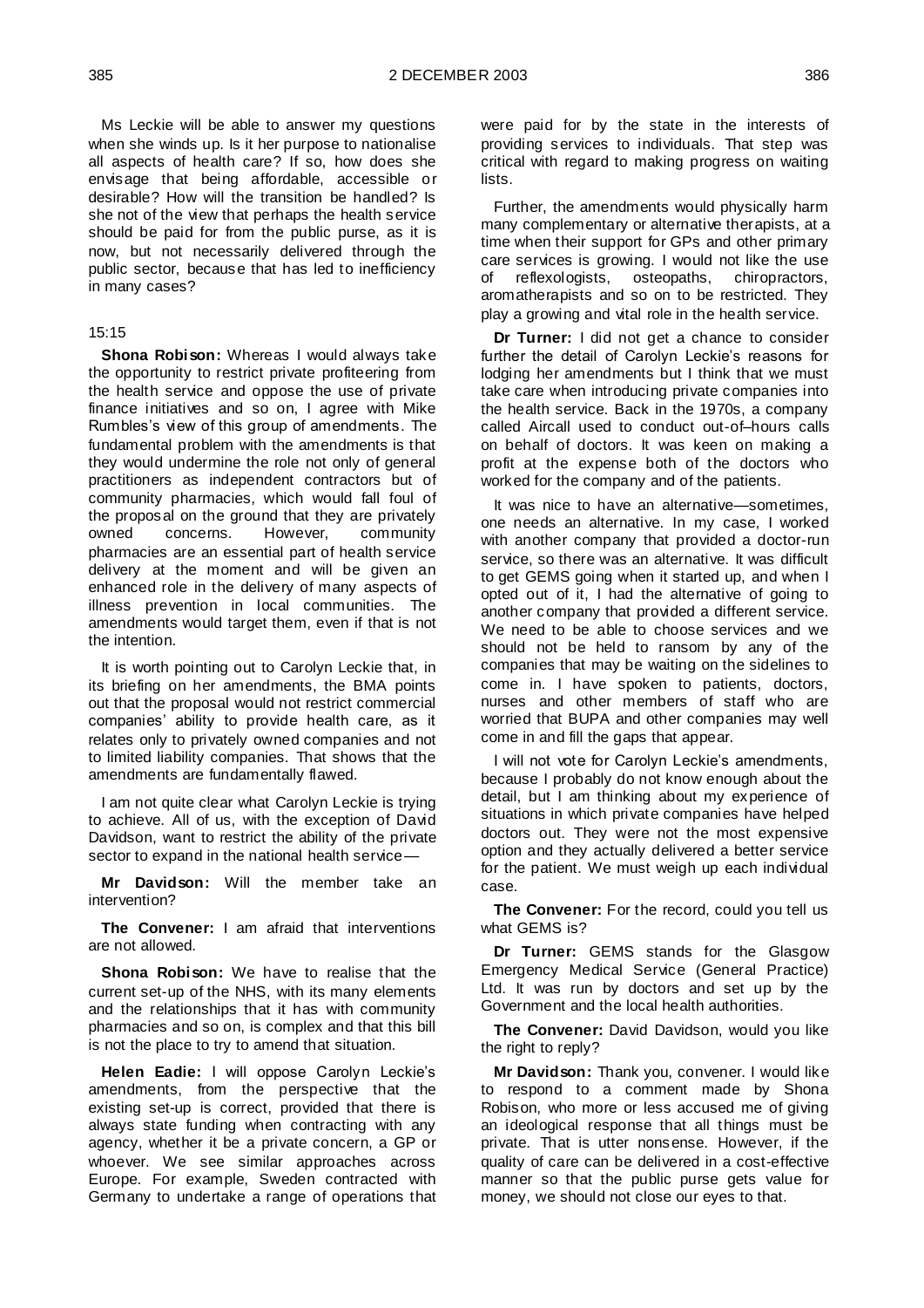Ms Leckie will be able to answer my questions when she winds up. Is it her purpose to nationalise all aspects of health care? If so, how does she envisage that being affordable, accessible or desirable? How will the transition be handled? Is she not of the view that perhaps the health service should be paid for from the public purse, as it is now, but not necessarily delivered through the public sector, because that has led to inefficiency in many cases?

15:15

**Shona Robison:** Whereas I would always take the opportunity to restrict private profiteering from the health service and oppose the use of private finance initiatives and so on, I agree with Mike Rumbles's view of this group of amendments. The fundamental problem with the amendments is that they would undermine the role not only of general practitioners as independent contractors but of community pharmacies, which would fall foul of the proposal on the ground that they are privately owned concerns. However, community pharmacies are an essential part of health service delivery at the moment and will be given an enhanced role in the delivery of many aspects of illness prevention in local communities. The amendments would target them, even if that is not the intention.

It is worth pointing out to Carolyn Leckie that, in its briefing on her amendments, the BMA points out that the proposal would not restrict commercial companies' ability to provide health care, as it relates only to privately owned companies and not to limited liability companies. That shows that the amendments are fundamentally flawed.

I am not quite clear what Carolyn Leckie is trying to achieve. All of us, with the exception of David Davidson, want to restrict the ability of the private sector to expand in the national health service—

**Mr Davidson:** Will the member take an intervention?

**The Convener:** I am afraid that interventions are not allowed.

**Shona Robison:** We have to realise that the current set-up of the NHS, with its many elements and the relationships that it has with community pharmacies and so on, is complex and that this bill is not the place to try to amend that situation.

**Helen Eadie:** I will oppose Carolyn Leckie's amendments, from the perspective that the existing set-up is correct, provided that there is always state funding when contracting with any agency, whether it be a private concern, a GP or whoever. We see similar approaches across Europe. For example, Sweden contracted with Germany to undertake a range of operations that were paid for by the state in the interests of providing services to individuals. That step was critical with regard to making progress on waiting lists.

Further, the amendments would physically harm many complementary or alternative therapists, at a time when their support for GPs and other primary care services is growing. I would not like the use of reflexologists, osteopaths, chiropractors, aromatherapists and so on to be restricted. They play a growing and vital role in the health service.

**Dr Turner:** I did not get a chance to consider further the detail of Carolyn Leckie's reasons for lodging her amendments but I think that we must take care when introducing private companies into the health service. Back in the 1970s, a company called Aircall used to conduct out-of–hours calls on behalf of doctors. It was keen on making a profit at the expense both of the doctors who worked for the company and of the patients.

It was nice to have an alternative—sometimes, one needs an alternative. In my case, I worked with another company that provided a doctor-run service, so there was an alternative. It was difficult to get GEMS going when it started up, and when I opted out of it, I had the alternative of going to another company that provided a different service. We need to be able to choose services and we should not be held to ransom by any of the companies that may be waiting on the sidelines to come in. I have spoken to patients, doctors, nurses and other members of staff who are worried that BUPA and other companies may well come in and fill the gaps that appear.

I will not vote for Carolyn Leckie's amendments, because I probably do not know enough about the detail, but I am thinking about my experience of situations in which private companies have helped doctors out. They were not the most expensive option and they actually delivered a better service for the patient. We must weigh up each individual case.

**The Convener:** For the record, could you tell us what GEMS is?

**Dr Turner:** GEMS stands for the Glasgow Emergency Medical Service (General Practice) Ltd. It was run by doctors and set up by the Government and the local health authorities.

**The Convener:** David Davidson, would you like the right to reply?

**Mr Davidson:** Thank you, convener. I would like to respond to a comment made by Shona Robison, who more or less accused me of giving an ideological response that all things must be private. That is utter nonsense. However, if the quality of care can be delivered in a cost-effective manner so that the public purse gets value for money, we should not close our eyes to that.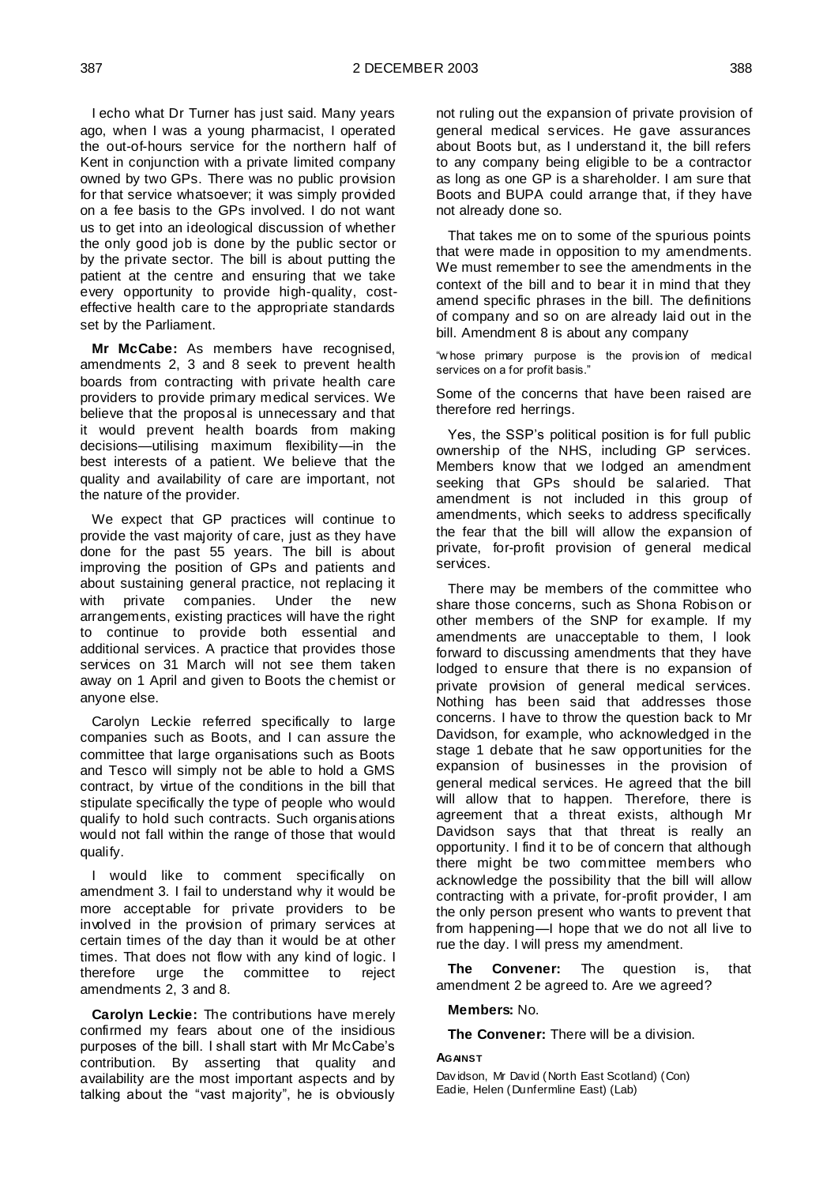I echo what Dr Turner has just said. Many years ago, when I was a young pharmacist, I operated the out-of-hours service for the northern half of Kent in conjunction with a private limited company owned by two GPs. There was no public provision for that service whatsoever; it was simply provided on a fee basis to the GPs involved. I do not want us to get into an ideological discussion of whether the only good job is done by the public sector or by the private sector. The bill is about putting the patient at the centre and ensuring that we take every opportunity to provide high-quality, cost-effective health care to the appropriate standards set by the Parliament.

**Mr McCabe:** As members have recognised, amendments 2, 3 and 8 seek to prevent health boards from contracting with private health care providers to provide primary medical services. We believe that the proposal is unnecessary and that it would prevent health boards from making decisions—utilising maximum flexibility—in the best interests of a patient. We believe that the quality and availability of care are important, not the nature of the provider.

We expect that GP practices will continue to provide the vast majority of care, just as they have done for the past 55 years. The bill is about improving the position of GPs and patients and about sustaining general practice, not replacing it with private companies. Under the new arrangements, existing practices will have the right to continue to provide both essential and additional services. A practice that provides those services on 31 March will not see them taken away on 1 April and given to Boots the chemist or anyone else.

Carolyn Leckie referred specifically to large companies such as Boots, and I can assure the committee that large organisations such as Boots and Tesco will simply not be able to hold a GMS contract, by virtue of the conditions in the bill that stipulate specifically the type of people who would qualify to hold such contracts. Such organisations would not fall within the range of those that would qualify.

I would like to comment specifically on amendment 3. I fail to understand why it would be more acceptable for private providers to be involved in the provision of primary services at certain times of the day than it would be at other times. That does not flow with any kind of logic. I therefore urge the committee to reject amendments 2, 3 and 8.

**Carolyn Leckie:** The contributions have merely confirmed my fears about one of the insidious purposes of the bill. I shall start with Mr McCabe's contribution. By asserting that quality and availability are the most important aspects and by talking about the "vast majority", he is obviously not ruling out the expansion of private provision of general medical services. He gave assurances about Boots but, as I understand it, the bill refers to any company being eligible to be a contractor as long as one GP is a shareholder. I am sure that Boots and BUPA could arrange that, if they have not already done so.

That takes me on to some of the spurious points that were made in opposition to my amendments. We must remember to see the amendments in the context of the bill and to bear it in mind that they amend specific phrases in the bill. The definitions of company and so on are already laid out in the bill. Amendment 8 is about any company

"whose primary purpose is the provision of medical services on a for profit basis."

Some of the concerns that have been raised are therefore red herrings.

Yes, the SSP's political position is for full public ownership of the NHS, including GP services. Members know that we lodged an amendment seeking that GPs should be salaried. That amendment is not included in this group of amendments, which seeks to address specifically the fear that the bill will allow the expansion of private, for-profit provision of general medical services.

There may be members of the committee who share those concerns, such as Shona Robison or other members of the SNP for example. If my amendments are unacceptable to them, I look forward to discussing amendments that they have lodged to ensure that there is no expansion of private provision of general medical services. Nothing has been said that addresses those concerns. I have to throw the question back to Mr Davidson, for example, who acknowledged in the stage 1 debate that he saw opportunities for the expansion of businesses in the provision of general medical services. He agreed that the bill will allow that to happen. Therefore, there is agreement that a threat exists, although Mr Davidson says that that threat is really an opportunity. I find it to be of concern that although there might be two committee members who acknowledge the possibility that the bill will allow contracting with a private, for-profit provider, I am the only person present who wants to prevent that from happening—I hope that we do not all live to rue the day. I will press my amendment.

**The Convener:** The question is, that amendment 2 be agreed to. Are we agreed?

**Members:** No.

**The Convener:** There will be a division.

**AGAINST**

Davidson, Mr David (North East Scotland) (Con)
Eadie, Helen (Dunfermline East) (Lab)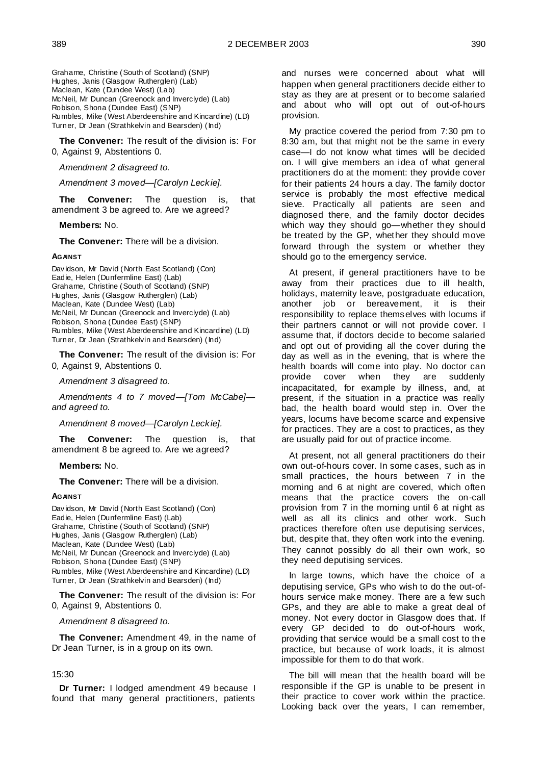Grahame, Christine (South of Scotland) (SNP)
Hughes, Janis (Glasgow Rutherglen) (Lab)
Maclean, Kate (Dundee West) (Lab)
McNeil, Mr Duncan (Greenock and Inverclyde) (Lab)
Robison, Shona (Dundee East) (SNP)
Rumbles, Mike (West Aberdeenshire and Kincardine) (LD)
Turner, Dr Jean (Strathkelvin and Bearsden) (Ind)

**The Convener:** The result of the division is: For 0, Against 9, Abstentions 0.

*Amendment 2 disagreed to.*

*Amendment 3 moved—[Carolyn Leckie].*

**The Convener:** The question is, that amendment 3 be agreed to. Are we agreed?

**Members:** No.

**The Convener:** There will be a division.

**AGAINST**

Davidson, Mr David (North East Scotland) (Con)
Eadie, Helen (Dunfermline East) (Lab)
Grahame, Christine (South of Scotland) (SNP)
Hughes, Janis (Glasgow Rutherglen) (Lab)
Maclean, Kate (Dundee West) (Lab)
McNeil, Mr Duncan (Greenock and Inverclyde) (Lab)
Robison, Shona (Dundee East) (SNP)
Rumbles, Mike (West Aberdeenshire and Kincardine) (LD)
Turner, Dr Jean (Strathkelvin and Bearsden) (Ind)

**The Convener:** The result of the division is: For 0, Against 9, Abstentions 0.

*Amendment 3 disagreed to.*

*Amendments 4 to 7 moved—[Tom McCabe]—and agreed to.*

*Amendment 8 moved—[Carolyn Leckie].*

**The Convener:** The question is, that amendment 8 be agreed to. Are we agreed?

**Members:** No.

**The Convener:** There will be a division.

**AGAINST**

Davidson, Mr David (North East Scotland) (Con)
Eadie, Helen (Dunfermline East) (Lab)
Grahame, Christine (South of Scotland) (SNP)
Hughes, Janis (Glasgow Rutherglen) (Lab)
Maclean, Kate (Dundee West) (Lab)
McNeil, Mr Duncan (Greenock and Inverclyde) (Lab)
Robison, Shona (Dundee East) (SNP)
Rumbles, Mike (West Aberdeenshire and Kincardine) (LD)
Turner, Dr Jean (Strathkelvin and Bearsden) (Ind)

**The Convener:** The result of the division is: For 0, Against 9, Abstentions 0.

*Amendment 8 disagreed to.*

**The Convener:** Amendment 49, in the name of Dr Jean Turner, is in a group on its own.

15:30

**Dr Turner:** I lodged amendment 49 because I found that many general practitioners, patients and nurses were concerned about what will happen when general practitioners decide either to stay as they are at present or to become salaried and about who will opt out of out-of-hours provision.

My practice covered the period from 7:30 pm to 8:30 am, but that might not be the same in every case—I do not know what times will be decided on. I will give members an idea of what general practitioners do at the moment: they provide cover for their patients 24 hours a day. The family doctor service is probably the most effective medical sieve. Practically all patients are seen and diagnosed there, and the family doctor decides which way they should go—whether they should be treated by the GP, whether they should move forward through the system or whether they should go to the emergency service.

At present, if general practitioners have to be away from their practices due to ill health, holidays, maternity leave, postgraduate education, another job or bereavement, it is their responsibility to replace themselves with locums if their partners cannot or will not provide cover. I assume that, if doctors decide to become salaried and opt out of providing all the cover during the day as well as in the evening, that is where the health boards will come into play. No doctor can provide cover when they are suddenly incapacitated, for example by illness, and, at present, if the situation in a practice was really bad, the health board would step in. Over the years, locums have become scarce and expensive for practices. They are a cost to practices, as they are usually paid for out of practice income.

At present, not all general practitioners do their own out-of-hours cover. In some cases, such as in small practices, the hours between 7 in the morning and 6 at night are covered, which often means that the practice covers the on-call provision from 7 in the morning until 6 at night as well as all its clinics and other work. Such practices therefore often use deputising services, but, despite that, they often work into the evening. They cannot possibly do all their own work, so they need deputising services.

In large towns, which have the choice of a deputising service, GPs who wish to do the out-of-hours service make money. There are a few such GPs, and they are able to make a great deal of money. Not every doctor in Glasgow does that. If every GP decided to do out-of-hours work, providing that service would be a small cost to the practice, but because of work loads, it is almost impossible for them to do that work.

The bill will mean that the health board will be responsible if the GP is unable to be present in their practice to cover work within the practice. Looking back over the years, I can remember,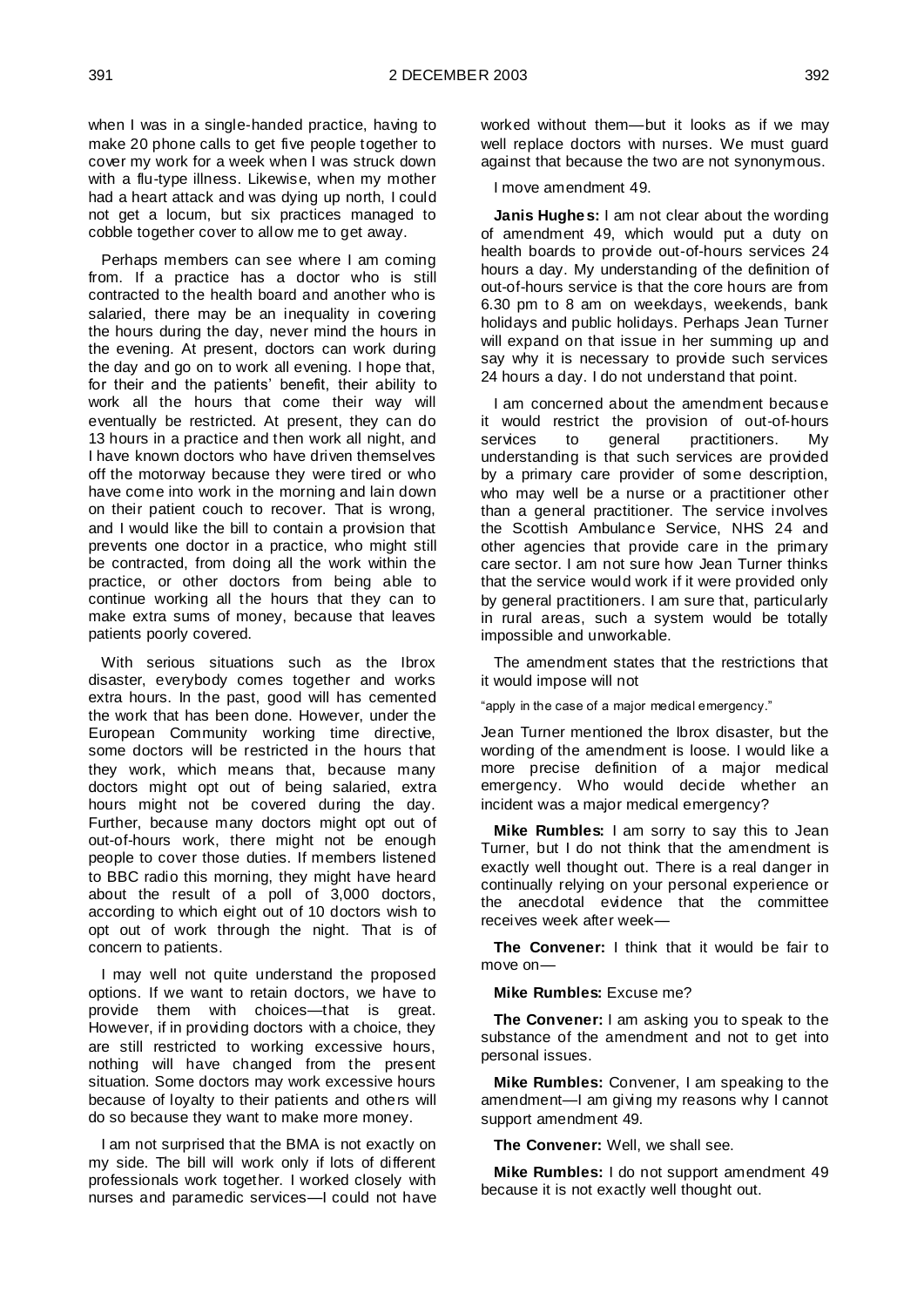when I was in a single-handed practice, having to make 20 phone calls to get five people together to cover my work for a week when I was struck down with a flu-type illness. Likewise, when my mother had a heart attack and was dying up north, I could not get a locum, but six practices managed to cobble together cover to allow me to get away.

Perhaps members can see where I am coming from. If a practice has a doctor who is still contracted to the health board and another who is salaried, there may be an inequality in covering the hours during the day, never mind the hours in the evening. At present, doctors can work during the day and go on to work all evening. I hope that, for their and the patients' benefit, their ability to work all the hours that come their way will eventually be restricted. At present, they can do 13 hours in a practice and then work all night, and I have known doctors who have driven themselves off the motorway because they were tired or who have come into work in the morning and lain down on their patient couch to recover. That is wrong, and I would like the bill to contain a provision that prevents one doctor in a practice, who might still be contracted, from doing all the work within the practice, or other doctors from being able to continue working all the hours that they can to make extra sums of money, because that leaves patients poorly covered.

With serious situations such as the Ibrox disaster, everybody comes together and works extra hours. In the past, good will has cemented the work that has been done. However, under the European Community working time directive, some doctors will be restricted in the hours that they work, which means that, because many doctors might opt out of being salaried, extra hours might not be covered during the day. Further, because many doctors might opt out of out-of-hours work, there might not be enough people to cover those duties. If members listened to BBC radio this morning, they might have heard about the result of a poll of 3,000 doctors, according to which eight out of 10 doctors wish to opt out of work through the night. That is of concern to patients.

I may well not quite understand the proposed options. If we want to retain doctors, we have to provide them with choices—that is great. However, if in providing doctors with a choice, they are still restricted to working excessive hours, nothing will have changed from the present situation. Some doctors may work excessive hours because of loyalty to their patients and others will do so because they want to make more money.

I am not surprised that the BMA is not exactly on my side. The bill will work only if lots of different professionals work together. I worked closely with nurses and paramedic services—I could not have worked without them—but it looks as if we may well replace doctors with nurses. We must guard against that because the two are not synonymous.

I move amendment 49.

**Janis Hughes:** I am not clear about the wording of amendment 49, which would put a duty on health boards to provide out-of-hours services 24 hours a day. My understanding of the definition of out-of-hours service is that the core hours are from 6.30 pm to 8 am on weekdays, weekends, bank holidays and public holidays. Perhaps Jean Turner will expand on that issue in her summing up and say why it is necessary to provide such services 24 hours a day. I do not understand that point.

I am concerned about the amendment because it would restrict the provision of out-of-hours services to general practitioners. My understanding is that such services are provided by a primary care provider of some description, who may well be a nurse or a practitioner other than a general practitioner. The service involves the Scottish Ambulance Service, NHS 24 and other agencies that provide care in the primary care sector. I am not sure how Jean Turner thinks that the service would work if it were provided only by general practitioners. I am sure that, particularly in rural areas, such a system would be totally impossible and unworkable.

The amendment states that the restrictions that it would impose will not

"apply in the case of a major medical emergency."

Jean Turner mentioned the Ibrox disaster, but the wording of the amendment is loose. I would like a more precise definition of a major medical emergency. Who would decide whether an incident was a major medical emergency?

**Mike Rumbles:** I am sorry to say this to Jean Turner, but I do not think that the amendment is exactly well thought out. There is a real danger in continually relying on your personal experience or the anecdotal evidence that the committee receives week after week—

**The Convener:** I think that it would be fair to move on—

**Mike Rumbles:** Excuse me?

**The Convener:** I am asking you to speak to the substance of the amendment and not to get into personal issues.

**Mike Rumbles:** Convener, I am speaking to the amendment—I am giving my reasons why I cannot support amendment 49.

**The Convener:** Well, we shall see.

**Mike Rumbles:** I do not support amendment 49 because it is not exactly well thought out.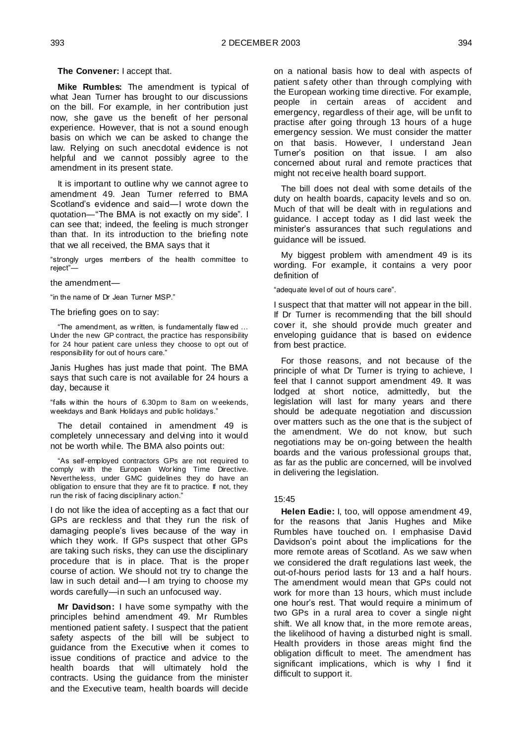**The Convener:** I accept that.

**Mike Rumbles:** The amendment is typical of what Jean Turner has brought to our discussions on the bill. For example, in her contribution just now, she gave us the benefit of her personal experience. However, that is not a sound enough basis on which we can be asked to change the law. Relying on such anecdotal evidence is not helpful and we cannot possibly agree to the amendment in its present state.

It is important to outline why we cannot agree to amendment 49. Jean Turner referred to BMA Scotland's evidence and said—I wrote down the quotation—"The BMA is not exactly on my side". I can see that; indeed, the feeling is much stronger than that. In its introduction to the briefing note that we all received, the BMA says that it

"strongly urges members of the health committee to reject"—

the amendment—

"in the name of Dr Jean Turner MSP."

The briefing goes on to say:

"The amendment, as written, is fundamentally flawed … Under the new GP contract, the practice has responsibility for 24 hour patient care unless they choose to opt out of responsibility for out of hours care."

Janis Hughes has just made that point. The BMA says that such care is not available for 24 hours a day, because it

"falls within the hours of 6.30pm to 8am on weekends, weekdays and Bank Holidays and public holidays."

The detail contained in amendment 49 is completely unnecessary and delving into it would not be worth while. The BMA also points out:

"As self-employed contractors GPs are not required to comply with the European Working Time Directive. Nevertheless, under GMC guidelines they do have an obligation to ensure that they are fit to practice. If not, they run the risk of facing disciplinary action."

I do not like the idea of accepting as a fact that our GPs are reckless and that they run the risk of damaging people's lives because of the way in which they work. If GPs suspect that other GPs are taking such risks, they can use the disciplinary procedure that is in place. That is the proper course of action. We should not try to change the law in such detail and—I am trying to choose my words carefully—in such an unfocused way.

**Mr Davidson:** I have some sympathy with the principles behind amendment 49. Mr Rumbles mentioned patient safety. I suspect that the patient safety aspects of the bill will be subject to guidance from the Executive when it comes to issue conditions of practice and advice to the health boards that will ultimately hold the contracts. Using the guidance from the minister and the Executive team, health boards will decide on a national basis how to deal with aspects of patient safety other than through complying with the European working time directive. For example, people in certain areas of accident and emergency, regardless of their age, will be unfit to practise after going through 13 hours of a huge emergency session. We must consider the matter on that basis. However, I understand Jean Turner's position on that issue. I am also concerned about rural and remote practices that might not receive health board support.

The bill does not deal with some details of the duty on health boards, capacity levels and so on. Much of that will be dealt with in regulations and guidance. I accept today as I did last week the minister's assurances that such regulations and guidance will be issued.

My biggest problem with amendment 49 is its wording. For example, it contains a very poor definition of

"adequate level of out of hours care".

I suspect that that matter will not appear in the bill. If Dr Turner is recommending that the bill should cover it, she should provide much greater and enveloping guidance that is based on evidence from best practice.

For those reasons, and not because of the principle of what Dr Turner is trying to achieve, I feel that I cannot support amendment 49. It was lodged at short notice, admittedly, but the legislation will last for many years and there should be adequate negotiation and discussion over matters such as the one that is the subject of the amendment. We do not know, but such negotiations may be on-going between the health boards and the various professional groups that, as far as the public are concerned, will be involved in delivering the legislation.

15:45

**Helen Eadie:** I, too, will oppose amendment 49, for the reasons that Janis Hughes and Mike Rumbles have touched on. I emphasise David Davidson's point about the implications for the more remote areas of Scotland. As we saw when we considered the draft regulations last week, the out-of-hours period lasts for 13 and a half hours. The amendment would mean that GPs could not work for more than 13 hours, which must include one hour's rest. That would require a minimum of two GPs in a rural area to cover a single night shift. We all know that, in the more remote areas, the likelihood of having a disturbed night is small. Health providers in those areas might find the obligation difficult to meet. The amendment has significant implications, which is why I find it difficult to support it.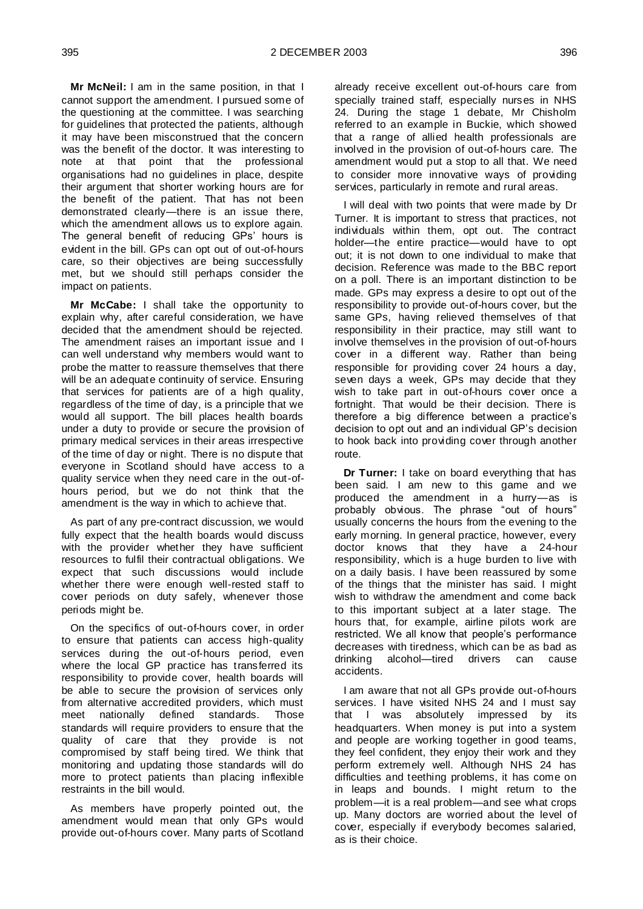**Mr McNeil:** I am in the same position, in that I cannot support the amendment. I pursued some of the questioning at the committee. I was searching for guidelines that protected the patients, although it may have been misconstrued that the concern was the benefit of the doctor. It was interesting to note at that point that the professional organisations had no guidelines in place, despite their argument that shorter working hours are for the benefit of the patient. That has not been demonstrated clearly—there is an issue there, which the amendment allows us to explore again. The general benefit of reducing GPs' hours is evident in the bill. GPs can opt out of out-of-hours care, so their objectives are being successfully met, but we should still perhaps consider the impact on patients.

**Mr McCabe:** I shall take the opportunity to explain why, after careful consideration, we have decided that the amendment should be rejected. The amendment raises an important issue and I can well understand why members would want to probe the matter to reassure themselves that there will be an adequate continuity of service. Ensuring that services for patients are of a high quality, regardless of the time of day, is a principle that we would all support. The bill places health boards under a duty to provide or secure the provision of primary medical services in their areas irrespective of the time of day or night. There is no dispute that everyone in Scotland should have access to a quality service when they need care in the out-of-hours period, but we do not think that the amendment is the way in which to achieve that.

As part of any pre-contract discussion, we would fully expect that the health boards would discuss with the provider whether they have sufficient resources to fulfil their contractual obligations. We expect that such discussions would include whether there were enough well-rested staff to cover periods on duty safely, whenever those periods might be.

On the specifics of out-of-hours cover, in order to ensure that patients can access high-quality services during the out-of-hours period, even where the local GP practice has transferred its responsibility to provide cover, health boards will be able to secure the provision of services only from alternative accredited providers, which must meet nationally defined standards. Those standards will require providers to ensure that the quality of care that they provide is not compromised by staff being tired. We think that monitoring and updating those standards will do more to protect patients than placing inflexible restraints in the bill would.

As members have properly pointed out, the amendment would mean that only GPs would provide out-of-hours cover. Many parts of Scotland already receive excellent out-of-hours care from specially trained staff, especially nurses in NHS 24. During the stage 1 debate, Mr Chisholm referred to an example in Buckie, which showed that a range of allied health professionals are involved in the provision of out-of-hours care. The amendment would put a stop to all that. We need to consider more innovative ways of providing services, particularly in remote and rural areas.

I will deal with two points that were made by Dr Turner. It is important to stress that practices, not individuals within them, opt out. The contract holder—the entire practice—would have to opt out; it is not down to one individual to make that decision. Reference was made to the BBC report on a poll. There is an important distinction to be made. GPs may express a desire to opt out of the responsibility to provide out-of-hours cover, but the same GPs, having relieved themselves of that responsibility in their practice, may still want to involve themselves in the provision of out-of-hours cover in a different way. Rather than being responsible for providing cover 24 hours a day, seven days a week, GPs may decide that they wish to take part in out-of-hours cover once a fortnight. That would be their decision. There is therefore a big difference between a practice's decision to opt out and an individual GP's decision to hook back into providing cover through another route.

**Dr Turner:** I take on board everything that has been said. I am new to this game and we produced the amendment in a hurry—as is probably obvious. The phrase "out of hours" usually concerns the hours from the evening to the early morning. In general practice, however, every doctor knows that they have a 24-hour responsibility, which is a huge burden to live with on a daily basis. I have been reassured by some of the things that the minister has said. I might wish to withdraw the amendment and come back to this important subject at a later stage. The hours that, for example, airline pilots work are restricted. We all know that people's performance decreases with tiredness, which can be as bad as drinking alcohol—tired drivers can cause accidents.

I am aware that not all GPs provide out-of-hours services. I have visited NHS 24 and I must say that I was absolutely impressed by its headquarters. When money is put into a system and people are working together in good teams, they feel confident, they enjoy their work and they perform extremely well. Although NHS 24 has difficulties and teething problems, it has come on in leaps and bounds. I might return to the problem—it is a real problem—and see what crops up. Many doctors are worried about the level of cover, especially if everybody becomes salaried, as is their choice.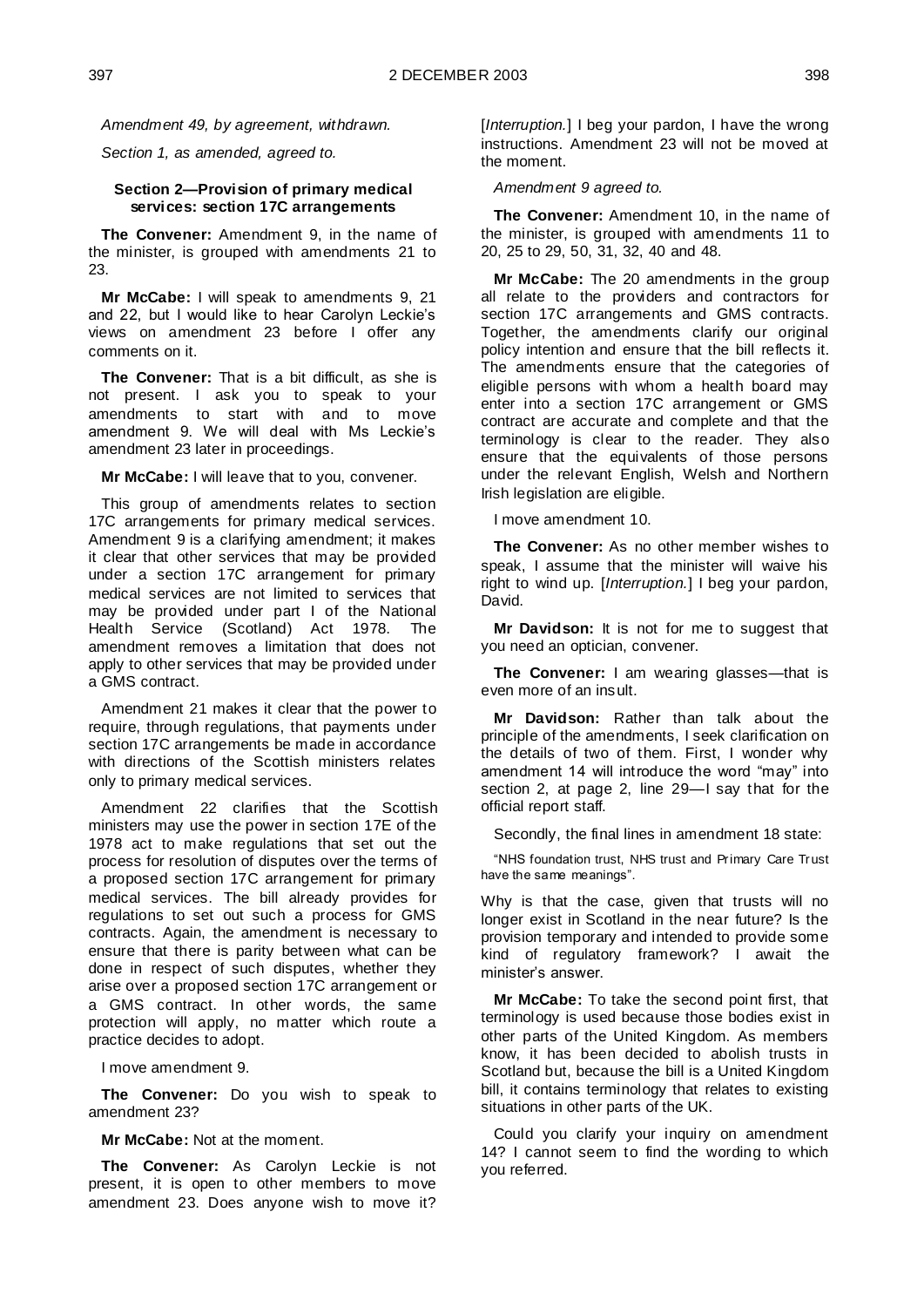*Amendment 49, by agreement, withdrawn.*

*Section 1, as amended, agreed to.*

#### Section 2—Provision of primary medical services: section 17C arrangements

**The Convener:** Amendment 9, in the name of the minister, is grouped with amendments 21 to 23.

**Mr McCabe:** I will speak to amendments 9, 21 and 22, but I would like to hear Carolyn Leckie's views on amendment 23 before I offer any comments on it.

**The Convener:** That is a bit difficult, as she is not present. I ask you to speak to your amendments to start with and to move amendment 9. We will deal with Ms Leckie's amendment 23 later in proceedings.

**Mr McCabe:** I will leave that to you, convener.

This group of amendments relates to section 17C arrangements for primary medical services. Amendment 9 is a clarifying amendment; it makes it clear that other services that may be provided under a section 17C arrangement for primary medical services are not limited to services that may be provided under part I of the National Health Service (Scotland) Act 1978. The amendment removes a limitation that does not apply to other services that may be provided under a GMS contract.

Amendment 21 makes it clear that the power to require, through regulations, that payments under section 17C arrangements be made in accordance with directions of the Scottish ministers relates only to primary medical services.

Amendment 22 clarifies that the Scottish ministers may use the power in section 17E of the 1978 act to make regulations that set out the process for resolution of disputes over the terms of a proposed section 17C arrangement for primary medical services. The bill already provides for regulations to set out such a process for GMS contracts. Again, the amendment is necessary to ensure that there is parity between what can be done in respect of such disputes, whether they arise over a proposed section 17C arrangement or a GMS contract. In other words, the same protection will apply, no matter which route a practice decides to adopt.

I move amendment 9.

**The Convener:** Do you wish to speak to amendment 23?

**Mr McCabe:** Not at the moment.

**The Convener:** As Carolyn Leckie is not present, it is open to other members to move amendment 23. Does anyone wish to move it? [*Interruption.*] I beg your pardon, I have the wrong instructions. Amendment 23 will not be moved at the moment.

*Amendment 9 agreed to.*

**The Convener:** Amendment 10, in the name of the minister, is grouped with amendments 11 to 20, 25 to 29, 50, 31, 32, 40 and 48.

**Mr McCabe:** The 20 amendments in the group all relate to the providers and contractors for section 17C arrangements and GMS contracts. Together, the amendments clarify our original policy intention and ensure that the bill reflects it. The amendments ensure that the categories of eligible persons with whom a health board may enter into a section 17C arrangement or GMS contract are accurate and complete and that the terminology is clear to the reader. They also ensure that the equivalents of those persons under the relevant English, Welsh and Northern Irish legislation are eligible.

I move amendment 10.

**The Convener:** As no other member wishes to speak, I assume that the minister will waive his right to wind up. [*Interruption.*] I beg your pardon, David.

**Mr Davidson:** It is not for me to suggest that you need an optician, convener.

**The Convener:** I am wearing glasses—that is even more of an insult.

**Mr Davidson:** Rather than talk about the principle of the amendments, I seek clarification on the details of two of them. First, I wonder why amendment 14 will introduce the word "may" into section 2, at page 2, line 29—I say that for the official report staff.

Secondly, the final lines in amendment 18 state:

> "NHS foundation trust, NHS trust and Primary Care Trust have the same meanings".

Why is that the case, given that trusts will no longer exist in Scotland in the near future? Is the provision temporary and intended to provide some kind of regulatory framework? I await the minister's answer.

**Mr McCabe:** To take the second point first, that terminology is used because those bodies exist in other parts of the United Kingdom. As members know, it has been decided to abolish trusts in Scotland but, because the bill is a United Kingdom bill, it contains terminology that relates to existing situations in other parts of the UK.

Could you clarify your inquiry on amendment 14? I cannot seem to find the wording to which you referred.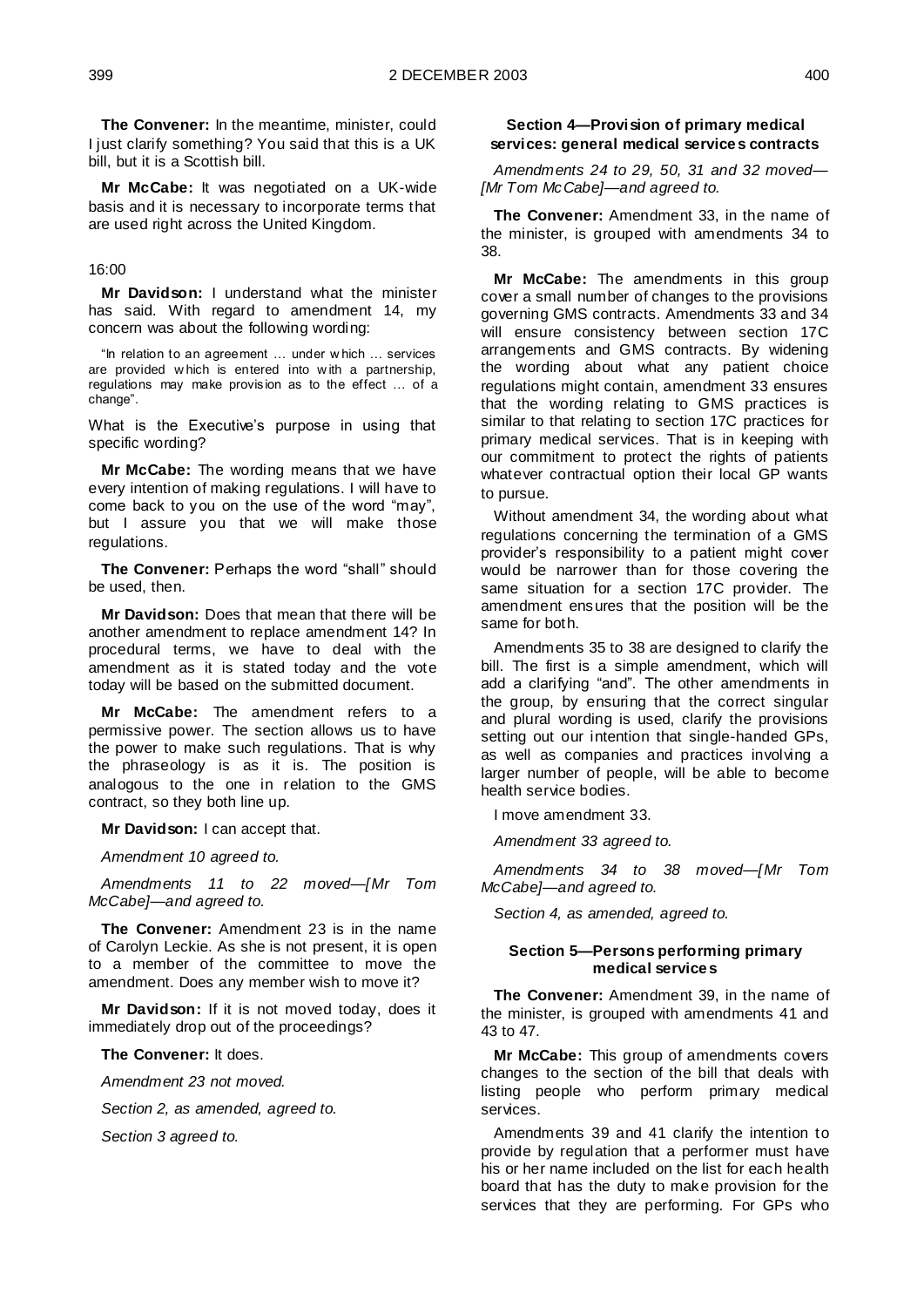**The Convener:** In the meantime, minister, could I just clarify something? You said that this is a UK bill, but it is a Scottish bill.

**Mr McCabe:** It was negotiated on a UK-wide basis and it is necessary to incorporate terms that are used right across the United Kingdom.

16:00

**Mr Davidson:** I understand what the minister has said. With regard to amendment 14, my concern was about the following wording:

> "In relation to an agreement … under which … services are provided which is entered into with a partnership, regulations may make provision as to the effect … of a change".

What is the Executive's purpose in using that specific wording?

**Mr McCabe:** The wording means that we have every intention of making regulations. I will have to come back to you on the use of the word "may", but I assure you that we will make those regulations.

**The Convener:** Perhaps the word "shall" should be used, then.

**Mr Davidson:** Does that mean that there will be another amendment to replace amendment 14? In procedural terms, we have to deal with the amendment as it is stated today and the vote today will be based on the submitted document.

**Mr McCabe:** The amendment refers to a permissive power. The section allows us to have the power to make such regulations. That is why the phraseology is as it is. The position is analogous to the one in relation to the GMS contract, so they both line up.

**Mr Davidson:** I can accept that.

*Amendment 10 agreed to.*

*Amendments 11 to 22 moved—[Mr Tom McCabe]—and agreed to.*

**The Convener:** Amendment 23 is in the name of Carolyn Leckie. As she is not present, it is open to a member of the committee to move the amendment. Does any member wish to move it?

**Mr Davidson:** If it is not moved today, does it immediately drop out of the proceedings?

**The Convener:** It does.

*Amendment 23 not moved.*

*Section 2, as amended, agreed to.*

*Section 3 agreed to.*

### Section 4—Provision of primary medical services: general medical services contracts

*Amendments 24 to 29, 50, 31 and 32 moved—[Mr Tom McCabe]—and agreed to.*

**The Convener:** Amendment 33, in the name of the minister, is grouped with amendments 34 to 38.

**Mr McCabe:** The amendments in this group cover a small number of changes to the provisions governing GMS contracts. Amendments 33 and 34 will ensure consistency between section 17C arrangements and GMS contracts. By widening the wording about what any patient choice regulations might contain, amendment 33 ensures that the wording relating to GMS practices is similar to that relating to section 17C practices for primary medical services. That is in keeping with our commitment to protect the rights of patients whatever contractual option their local GP wants to pursue.

Without amendment 34, the wording about what regulations concerning the termination of a GMS provider's responsibility to a patient might cover would be narrower than for those covering the same situation for a section 17C provider. The amendment ensures that the position will be the same for both.

Amendments 35 to 38 are designed to clarify the bill. The first is a simple amendment, which will add a clarifying "and". The other amendments in the group, by ensuring that the correct singular and plural wording is used, clarify the provisions setting out our intention that single-handed GPs, as well as companies and practices involving a larger number of people, will be able to become health service bodies.

I move amendment 33.

*Amendment 33 agreed to.*

*Amendments 34 to 38 moved—[Mr Tom McCabe]—and agreed to.*

*Section 4, as amended, agreed to.*

### Section 5—Persons performing primary medical services

**The Convener:** Amendment 39, in the name of the minister, is grouped with amendments 41 and 43 to 47.

**Mr McCabe:** This group of amendments covers changes to the section of the bill that deals with listing people who perform primary medical services.

Amendments 39 and 41 clarify the intention to provide by regulation that a performer must have his or her name included on the list for each health board that has the duty to make provision for the services that they are performing. For GPs who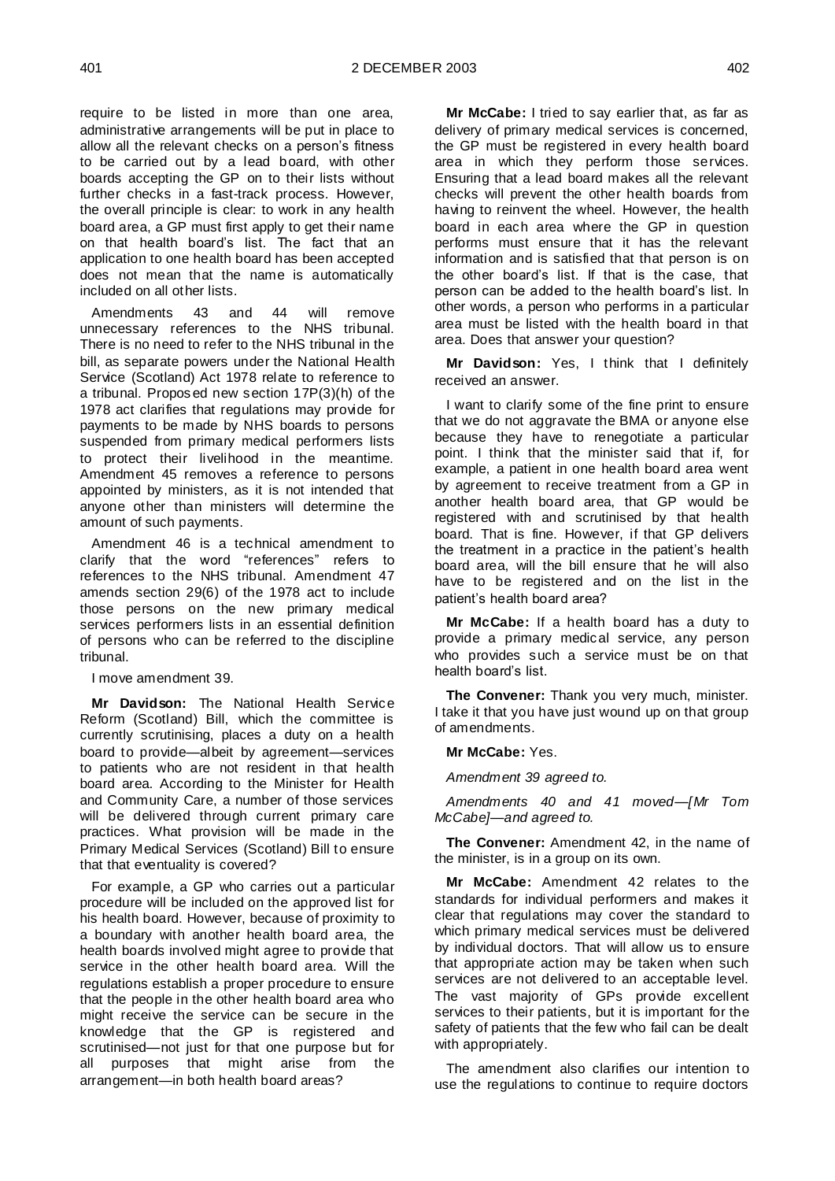require to be listed in more than one area, administrative arrangements will be put in place to allow all the relevant checks on a person's fitness to be carried out by a lead board, with other boards accepting the GP on to their lists without further checks in a fast-track process. However, the overall principle is clear: to work in any health board area, a GP must first apply to get their name on that health board's list. The fact that an application to one health board has been accepted does not mean that the name is automatically included on all other lists.

Amendments 43 and 44 will remove unnecessary references to the NHS tribunal. There is no need to refer to the NHS tribunal in the bill, as separate powers under the National Health Service (Scotland) Act 1978 relate to reference to a tribunal. Proposed new section 17P(3)(h) of the 1978 act clarifies that regulations may provide for payments to be made by NHS boards to persons suspended from primary medical performers lists to protect their livelihood in the meantime. Amendment 45 removes a reference to persons appointed by ministers, as it is not intended that anyone other than ministers will determine the amount of such payments.

Amendment 46 is a technical amendment to clarify that the word "references" refers to references to the NHS tribunal. Amendment 47 amends section 29(6) of the 1978 act to include those persons on the new primary medical services performers lists in an essential definition of persons who can be referred to the discipline tribunal.

I move amendment 39.

**Mr Davidson:** The National Health Service Reform (Scotland) Bill, which the committee is currently scrutinising, places a duty on a health board to provide—albeit by agreement—services to patients who are not resident in that health board area. According to the Minister for Health and Community Care, a number of those services will be delivered through current primary care practices. What provision will be made in the Primary Medical Services (Scotland) Bill to ensure that that eventuality is covered?

For example, a GP who carries out a particular procedure will be included on the approved list for his health board. However, because of proximity to a boundary with another health board area, the health boards involved might agree to provide that service in the other health board area. Will the regulations establish a proper procedure to ensure that the people in the other health board area who might receive the service can be secure in the knowledge that the GP is registered and scrutinised—not just for that one purpose but for all purposes that might arise from the arrangement—in both health board areas?

**Mr McCabe:** I tried to say earlier that, as far as delivery of primary medical services is concerned, the GP must be registered in every health board area in which they perform those services. Ensuring that a lead board makes all the relevant checks will prevent the other health boards from having to reinvent the wheel. However, the health board in each area where the GP in question performs must ensure that it has the relevant information and is satisfied that that person is on the other board's list. If that is the case, that person can be added to the health board's list. In other words, a person who performs in a particular area must be listed with the health board in that area. Does that answer your question?

**Mr Davidson:** Yes, I think that I definitely received an answer.

I want to clarify some of the fine print to ensure that we do not aggravate the BMA or anyone else because they have to renegotiate a particular point. I think that the minister said that if, for example, a patient in one health board area went by agreement to receive treatment from a GP in another health board area, that GP would be registered with and scrutinised by that health board. That is fine. However, if that GP delivers the treatment in a practice in the patient's health board area, will the bill ensure that he will also have to be registered and on the list in the patient's health board area?

**Mr McCabe:** If a health board has a duty to provide a primary medical service, any person who provides such a service must be on that health board's list.

**The Convener:** Thank you very much, minister. I take it that you have just wound up on that group of amendments.

**Mr McCabe:** Yes.

*Amendment 39 agreed to.*

*Amendments 40 and 41 moved—[Mr Tom McCabe]—and agreed to.*

**The Convener:** Amendment 42, in the name of the minister, is in a group on its own.

**Mr McCabe:** Amendment 42 relates to the standards for individual performers and makes it clear that regulations may cover the standard to which primary medical services must be delivered by individual doctors. That will allow us to ensure that appropriate action may be taken when such services are not delivered to an acceptable level. The vast majority of GPs provide excellent services to their patients, but it is important for the safety of patients that the few who fail can be dealt with appropriately.

The amendment also clarifies our intention to use the regulations to continue to require doctors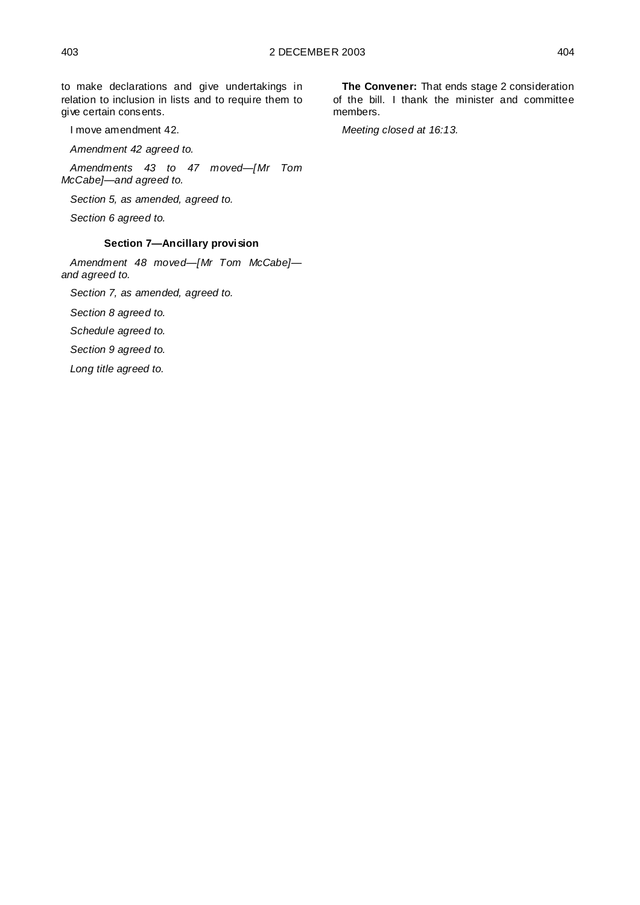to make declarations and give undertakings in relation to inclusion in lists and to require them to give certain consents.

I move amendment 42.

*Amendment 42 agreed to.*

*Amendments 43 to 47 moved—[Mr Tom McCabe]—and agreed to.*

*Section 5, as amended, agreed to.*

*Section 6 agreed to.*

### Section 7—Ancillary provision

*Amendment 48 moved—[Mr Tom McCabe]—and agreed to.*

*Section 7, as amended, agreed to.*

*Section 8 agreed to.*

*Schedule agreed to.*

*Section 9 agreed to.*

*Long title agreed to.*

**The Convener:** That ends stage 2 consideration of the bill. I thank the minister and committee members.

*Meeting closed at 16:13.*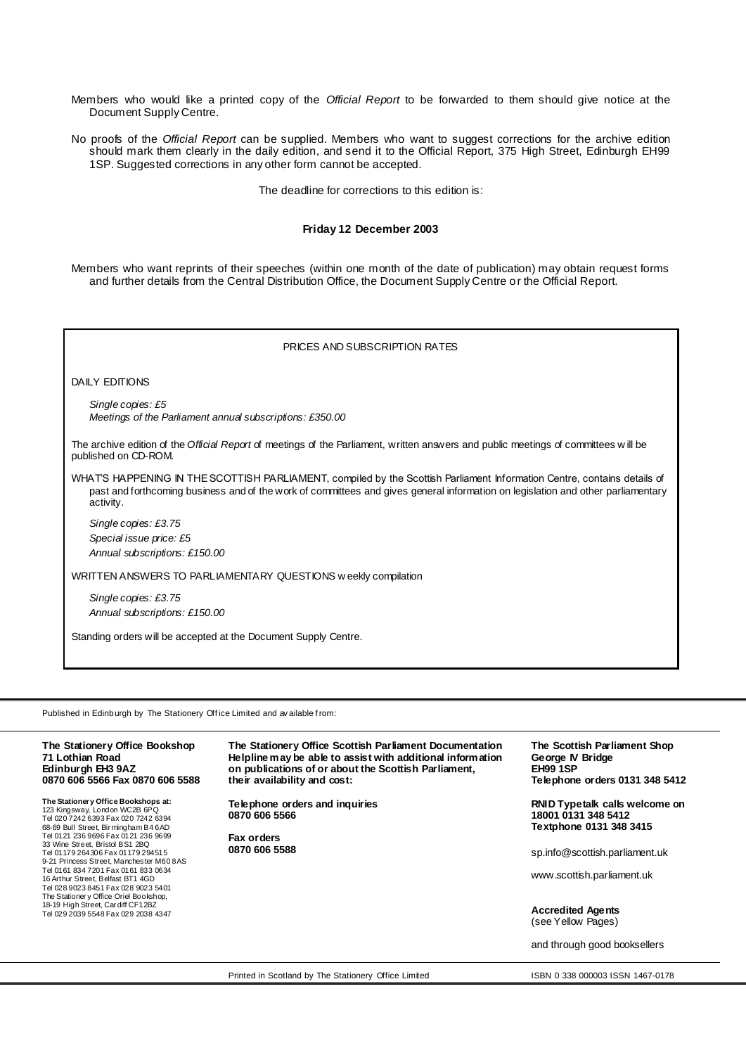Members who would like a printed copy of the *Official Report* to be forwarded to them should give notice at the Document Supply Centre.

No proofs of the *Official Report* can be supplied. Members who want to suggest corrections for the archive edition should mark them clearly in the daily edition, and send it to the Official Report, 375 High Street, Edinburgh EH99 1SP. Suggested corrections in any other form cannot be accepted.

The deadline for corrections to this edition is:

**Friday 12 December 2003**

Members who want reprints of their speeches (within one month of the date of publication) may obtain request forms and further details from the Central Distribution Office, the Document Supply Centre or the Official Report.

PRICES AND SUBSCRIPTION RATES

DAILY EDITIONS

*Single copies: £5*
*Meetings of the Parliament annual subscriptions: £350.00*

The archive edition of the *Official Report* of meetings of the Parliament, written answers and public meetings of committees will be published on CD-ROM.

WHAT'S HAPPENING IN THE SCOTTISH PARLIAMENT, compiled by the Scottish Parliament Information Centre, contains details of past and forthcoming business and of the work of committees and gives general information on legislation and other parliamentary activity.

*Single copies: £3.75*
*Special issue price: £5*
*Annual subscriptions: £150.00*

WRITTEN ANSWERS TO PARLIAMENTARY QUESTIONS weekly compilation

*Single copies: £3.75*
*Annual subscriptions: £150.00*

Standing orders will be accepted at the Document Supply Centre.

Published in Edinburgh by The Stationery Office Limited and available from:

**The Stationery Office Bookshop**
**71 Lothian Road**
**Edinburgh EH3 9AZ**
**0870 606 5566 Fax 0870 606 5588**

**The Stationery Office Bookshops at:**
123 Kingsway, London WC2B 6PQ
Tel 020 7242 6393 Fax 020 7242 6394
68-69 Bull Street, Birmingham B4 6AD
Tel 0121 236 9696 Fax 0121 236 9699
33 Wine Street, Bristol BS1 2BQ
Tel 01179 264306 Fax 01179 294515
9-21 Princess Street, Manchester M60 8AS
Tel 0161 834 7201 Fax 0161 833 0634
16 Arthur Street, Belfast BT1 4GD
Tel 028 9023 8451 Fax 028 9023 5401
The Stationery Office Oriel Bookshop,
18-19 High Street, Cardiff CF12BZ
Tel 029 2039 5548 Fax 029 2038 4347

**The Stationery Office Scottish Parliament Documentation Helpline may be able to assist with additional information on publications of or about the Scottish Parliament, their availability and cost:**

**Telephone orders and inquiries**
**0870 606 5566**

**Fax orders**
**0870 606 5588**

**The Scottish Parliament Shop**
**George IV Bridge**
**EH99 1SP**
**Telephone orders 0131 348 5412**

**RNID Typetalk calls welcome on**
**18001 0131 348 5412**
**Textphone 0131 348 3415**

sp.info@scottish.parliament.uk

www.scottish.parliament.uk

**Accredited Agents**
(see Yellow Pages)

and through good booksellers

Printed in Scotland by The Stationery Office Limited

ISBN 0 338 000003 ISSN 1467-0178